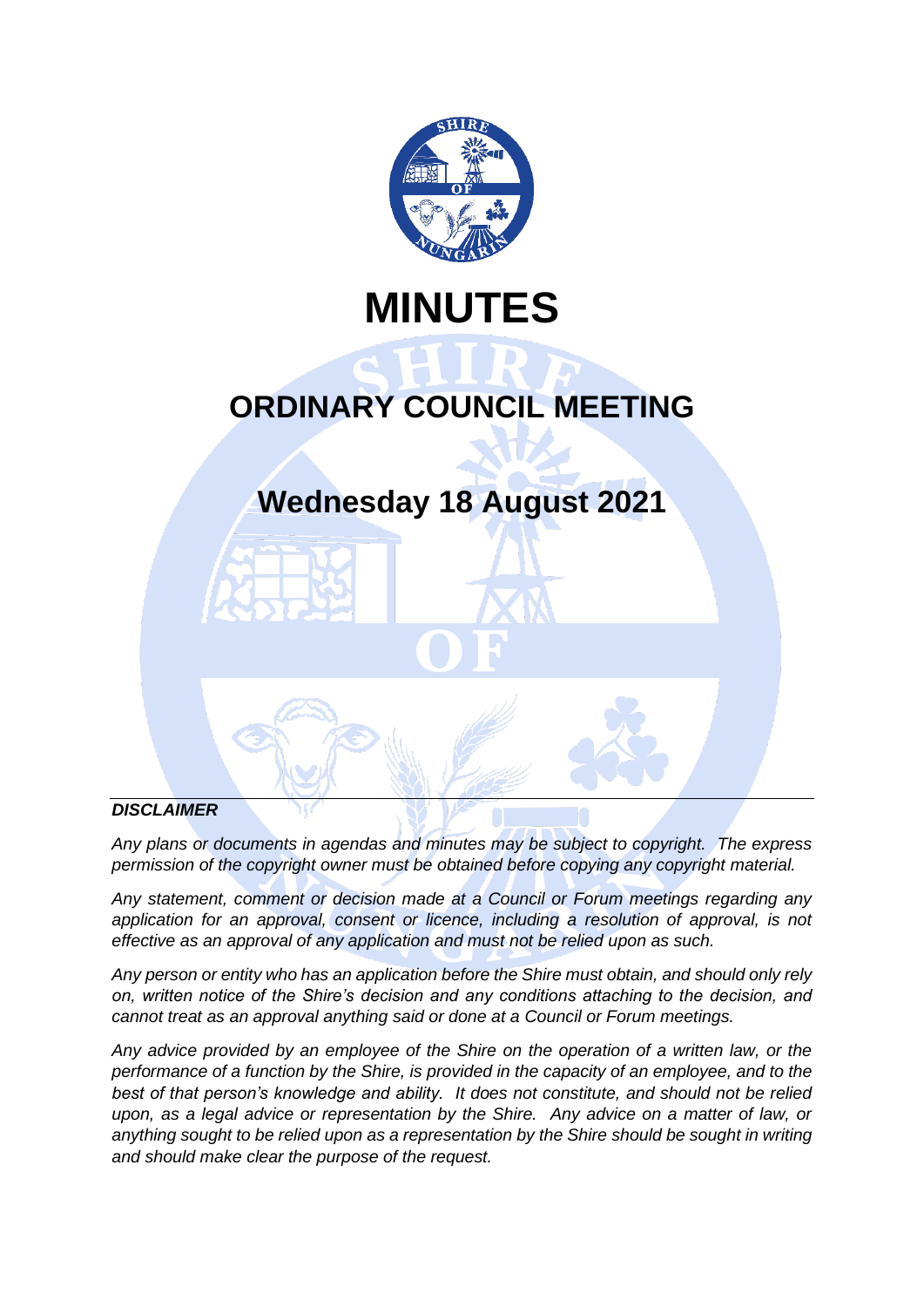# MINUTES

## ORDINARY COUNCIL MEETING

## Wednesday 18 August 2021

***DISCLAIMER***

*Any plans or documents in agendas and minutes may be subject to copyright. The express permission of the copyright owner must be obtained before copying any copyright material.*

*Any statement, comment or decision made at a Council or Forum meetings regarding any application for an approval, consent or licence, including a resolution of approval, is not effective as an approval of any application and must not be relied upon as such.*

*Any person or entity who has an application before the Shire must obtain, and should only rely on, written notice of the Shire's decision and any conditions attaching to the decision, and cannot treat as an approval anything said or done at a Council or Forum meetings.*

*Any advice provided by an employee of the Shire on the operation of a written law, or the performance of a function by the Shire, is provided in the capacity of an employee, and to the best of that person's knowledge and ability. It does not constitute, and should not be relied upon, as a legal advice or representation by the Shire. Any advice on a matter of law, or anything sought to be relied upon as a representation by the Shire should be sought in writing and should make clear the purpose of the request.*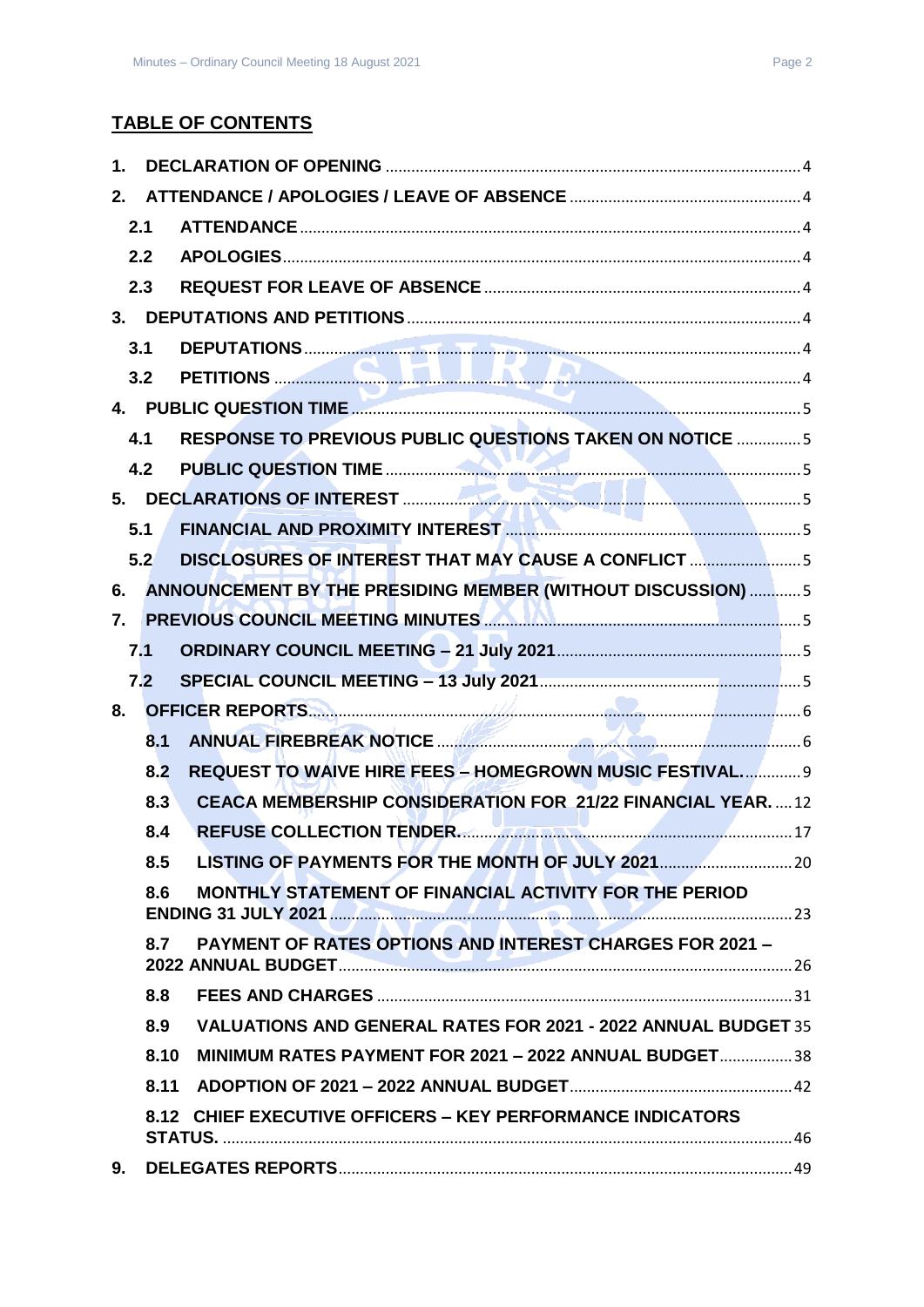## TABLE OF CONTENTS

- **1. DECLARATION OF OPENING** ... 4
- **2. ATTENDANCE / APOLOGIES / LEAVE OF ABSENCE** ... 4
  - **2.1 ATTENDANCE** ... 4
  - **2.2 APOLOGIES** ... 4
  - **2.3 REQUEST FOR LEAVE OF ABSENCE** ... 4
- **3. DEPUTATIONS AND PETITIONS** ... 4
  - **3.1 DEPUTATIONS** ... 4
  - **3.2 PETITIONS** ... 4
- **4. PUBLIC QUESTION TIME** ... 5
  - **4.1 RESPONSE TO PREVIOUS PUBLIC QUESTIONS TAKEN ON NOTICE** ... 5
  - **4.2 PUBLIC QUESTION TIME** ... 5
- **5. DECLARATIONS OF INTEREST** ... 5
  - **5.1 FINANCIAL AND PROXIMITY INTEREST** ... 5
  - **5.2 DISCLOSURES OF INTEREST THAT MAY CAUSE A CONFLICT** ... 5
- **6. ANNOUNCEMENT BY THE PRESIDING MEMBER (WITHOUT DISCUSSION)** ... 5
- **7. PREVIOUS COUNCIL MEETING MINUTES** ... 5
  - **7.1 ORDINARY COUNCIL MEETING – 21 July 2021** ... 5
  - **7.2 SPECIAL COUNCIL MEETING – 13 July 2021** ... 5
- **8. OFFICER REPORTS** ... 6
  - **8.1 ANNUAL FIREBREAK NOTICE** ... 6
  - **8.2 REQUEST TO WAIVE HIRE FEES – HOMEGROWN MUSIC FESTIVAL.** ... 9
  - **8.3 CEACA MEMBERSHIP CONSIDERATION FOR 21/22 FINANCIAL YEAR.** ... 12
  - **8.4 REFUSE COLLECTION TENDER.** ... 17
  - **8.5 LISTING OF PAYMENTS FOR THE MONTH OF JULY 2021** ... 20
  - **8.6 MONTHLY STATEMENT OF FINANCIAL ACTIVITY FOR THE PERIOD ENDING 31 JULY 2021** ... 23
  - **8.7 PAYMENT OF RATES OPTIONS AND INTEREST CHARGES FOR 2021 – 2022 ANNUAL BUDGET** ... 26
  - **8.8 FEES AND CHARGES** ... 31
  - **8.9 VALUATIONS AND GENERAL RATES FOR 2021 - 2022 ANNUAL BUDGET** ... 35
  - **8.10 MINIMUM RATES PAYMENT FOR 2021 – 2022 ANNUAL BUDGET** ... 38
  - **8.11 ADOPTION OF 2021 – 2022 ANNUAL BUDGET** ... 42
  - **8.12 CHIEF EXECUTIVE OFFICERS – KEY PERFORMANCE INDICATORS STATUS.** ... 46
- **9. DELEGATES REPORTS** ... 49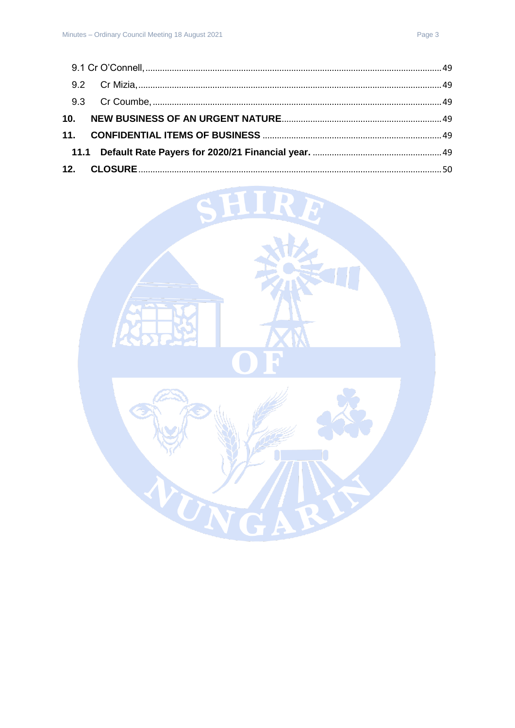9.1 Cr O'Connell, ........................................................................................................................ 49

9.2 Cr Mizia, ................................................................................................................................ 49

9.3 Cr Coumbe, .......................................................................................................................... 49

**10. NEW BUSINESS OF AN URGENT NATURE** ................................................................... 49

**11. CONFIDENTIAL ITEMS OF BUSINESS** ........................................................................... 49

**11.1 Default Rate Payers for 2020/21 Financial year.** ........................................................ 49

**12. CLOSURE** ........................................................................................................................... 50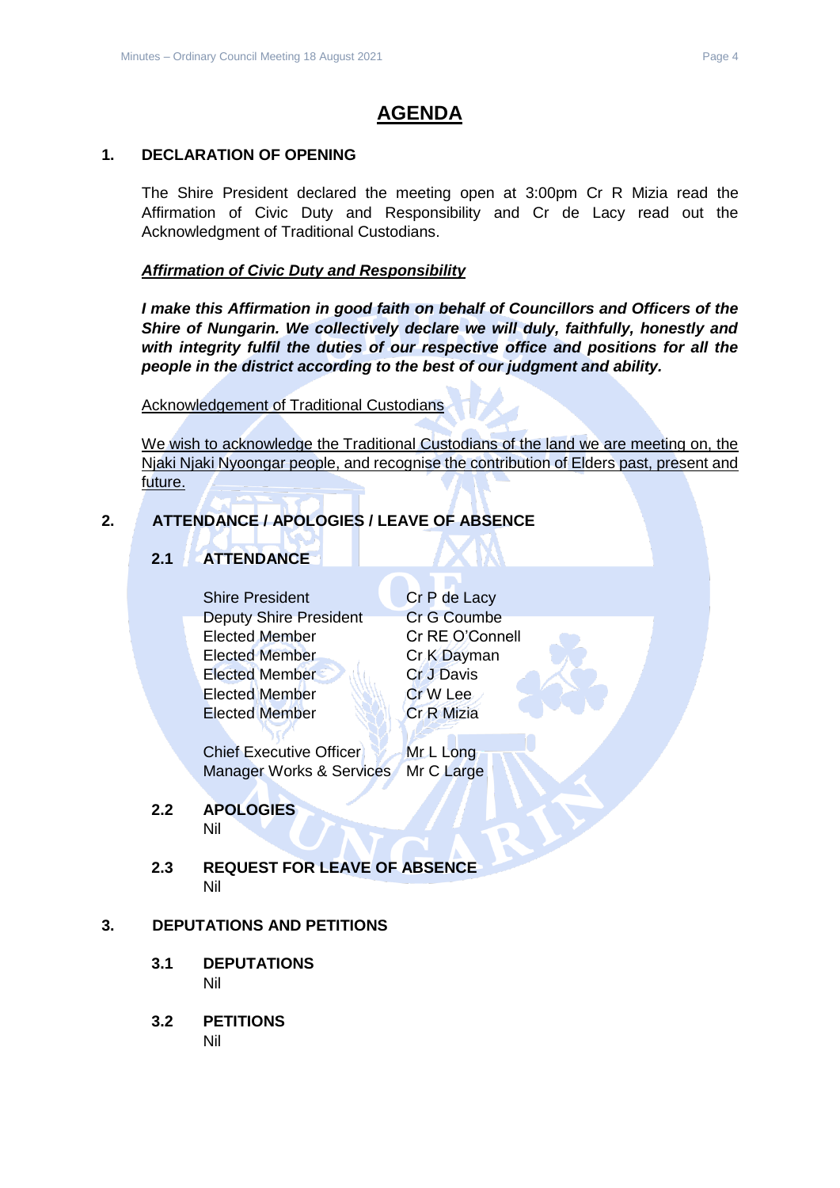# AGENDA

## 1. DECLARATION OF OPENING

The Shire President declared the meeting open at 3:00pm Cr R Mizia read the Affirmation of Civic Duty and Responsibility and Cr de Lacy read out the Acknowledgment of Traditional Custodians.

***Affirmation of Civic Duty and Responsibility***

***I make this Affirmation in good faith on behalf of Councillors and Officers of the Shire of Nungarin. We collectively declare we will duly, faithfully, honestly and with integrity fulfil the duties of our respective office and positions for all the people in the district according to the best of our judgment and ability.***

Acknowledgement of Traditional Custodians

We wish to acknowledge the Traditional Custodians of the land we are meeting on, the Njaki Njaki Nyoongar people, and recognise the contribution of Elders past, present and future.

## 2. ATTENDANCE / APOLOGIES / LEAVE OF ABSENCE

### 2.1 ATTENDANCE

| | |
|---|---|
| Shire President | Cr P de Lacy |
| Deputy Shire President | Cr G Coumbe |
| Elected Member | Cr RE O'Connell |
| Elected Member | Cr K Dayman |
| Elected Member | Cr J Davis |
| Elected Member | Cr W Lee |
| Elected Member | Cr R Mizia |
| | |
| Chief Executive Officer | Mr L Long |
| Manager Works & Services | Mr C Large |

### 2.2 APOLOGIES

Nil

### 2.3 REQUEST FOR LEAVE OF ABSENCE

Nil

## 3. DEPUTATIONS AND PETITIONS

### 3.1 DEPUTATIONS

Nil

### 3.2 PETITIONS

Nil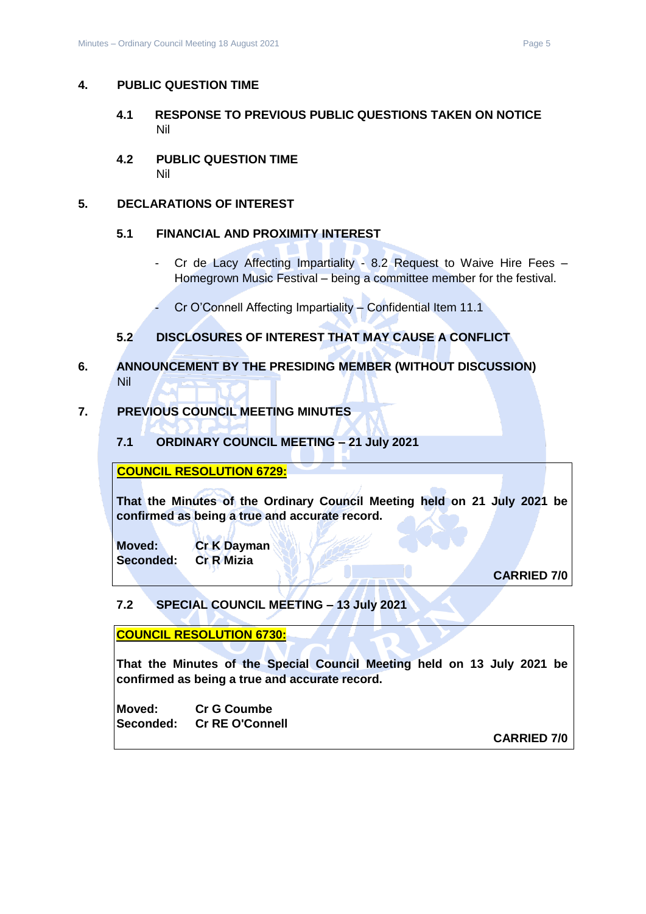## 4. PUBLIC QUESTION TIME

### 4.1 RESPONSE TO PREVIOUS PUBLIC QUESTIONS TAKEN ON NOTICE

Nil

### 4.2 PUBLIC QUESTION TIME

Nil

## 5. DECLARATIONS OF INTEREST

### 5.1 FINANCIAL AND PROXIMITY INTEREST

- Cr de Lacy Affecting Impartiality - 8.2 Request to Waive Hire Fees – Homegrown Music Festival – being a committee member for the festival.
- Cr O'Connell Affecting Impartiality – Confidential Item 11.1

### 5.2 DISCLOSURES OF INTEREST THAT MAY CAUSE A CONFLICT

## 6. ANNOUNCEMENT BY THE PRESIDING MEMBER (WITHOUT DISCUSSION)

Nil

## 7. PREVIOUS COUNCIL MEETING MINUTES

### 7.1 ORDINARY COUNCIL MEETING – 21 July 2021

**COUNCIL RESOLUTION 6729:**

**That the Minutes of the Ordinary Council Meeting held on 21 July 2021 be confirmed as being a true and accurate record.**

**Moved:** Cr K Dayman
**Seconded:** Cr R Mizia

**CARRIED 7/0**

### 7.2 SPECIAL COUNCIL MEETING – 13 July 2021

**COUNCIL RESOLUTION 6730:**

**That the Minutes of the Special Council Meeting held on 13 July 2021 be confirmed as being a true and accurate record.**

**Moved:** Cr G Coumbe
**Seconded:** Cr RE O'Connell

**CARRIED 7/0**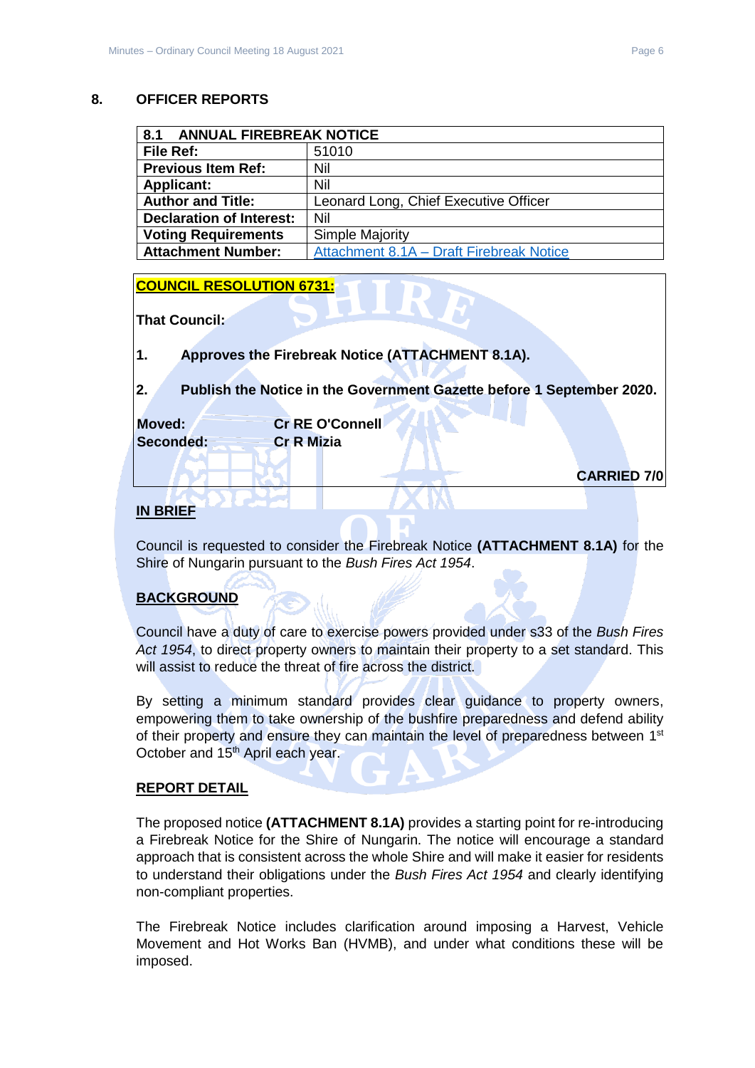## 8. OFFICER REPORTS

| 8.1 ANNUAL FIREBREAK NOTICE | |
|---|---|
| **File Ref:** | 51010 |
| **Previous Item Ref:** | Nil |
| **Applicant:** | Nil |
| **Author and Title:** | Leonard Long, Chief Executive Officer |
| **Declaration of Interest:** | Nil |
| **Voting Requirements** | Simple Majority |
| **Attachment Number:** | Attachment 8.1A – Draft Firebreak Notice |

**COUNCIL RESOLUTION 6731:**

**That Council:**

**1. Approves the Firebreak Notice (ATTACHMENT 8.1A).**

**2. Publish the Notice in the Government Gazette before 1 September 2020.**

**Moved:** **Cr RE O'Connell**
**Seconded:** **Cr R Mizia**

**CARRIED 7/0**

**IN BRIEF**

Council is requested to consider the Firebreak Notice **(ATTACHMENT 8.1A)** for the Shire of Nungarin pursuant to the *Bush Fires Act 1954*.

**BACKGROUND**

Council have a duty of care to exercise powers provided under s33 of the *Bush Fires Act 1954*, to direct property owners to maintain their property to a set standard. This will assist to reduce the threat of fire across the district.

By setting a minimum standard provides clear guidance to property owners, empowering them to take ownership of the bushfire preparedness and defend ability of their property and ensure they can maintain the level of preparedness between 1st October and 15th April each year.

**REPORT DETAIL**

The proposed notice **(ATTACHMENT 8.1A)** provides a starting point for re-introducing a Firebreak Notice for the Shire of Nungarin. The notice will encourage a standard approach that is consistent across the whole Shire and will make it easier for residents to understand their obligations under the *Bush Fires Act 1954* and clearly identifying non-compliant properties.

The Firebreak Notice includes clarification around imposing a Harvest, Vehicle Movement and Hot Works Ban (HVMB), and under what conditions these will be imposed.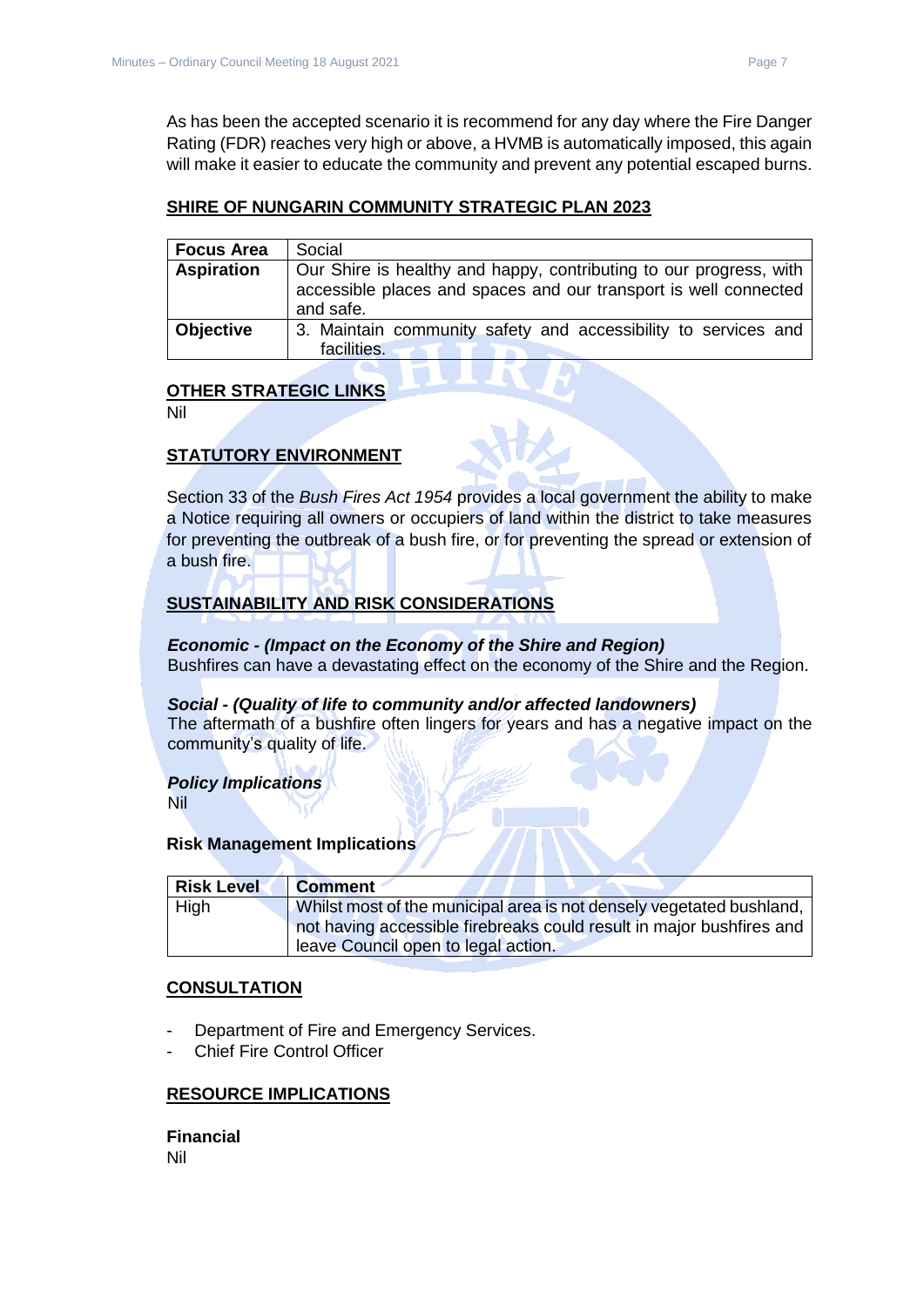As has been the accepted scenario it is recommend for any day where the Fire Danger Rating (FDR) reaches very high or above, a HVMB is automatically imposed, this again will make it easier to educate the community and prevent any potential escaped burns.

## SHIRE OF NUNGARIN COMMUNITY STRATEGIC PLAN 2023

| **Focus Area** | Social |
|---|---|
| **Aspiration** | Our Shire is healthy and happy, contributing to our progress, with accessible places and spaces and our transport is well connected and safe. |
| **Objective** | 3. Maintain community safety and accessibility to services and facilities. |

## OTHER STRATEGIC LINKS

Nil

## STATUTORY ENVIRONMENT

Section 33 of the *Bush Fires Act 1954* provides a local government the ability to make a Notice requiring all owners or occupiers of land within the district to take measures for preventing the outbreak of a bush fire, or for preventing the spread or extension of a bush fire.

## SUSTAINABILITY AND RISK CONSIDERATIONS

***Economic - (Impact on the Economy of the Shire and Region)***
Bushfires can have a devastating effect on the economy of the Shire and the Region.

***Social - (Quality of life to community and/or affected landowners)***
The aftermath of a bushfire often lingers for years and has a negative impact on the community's quality of life.

***Policy Implications***
Nil

**Risk Management Implications**

| **Risk Level** | **Comment** |
|---|---|
| High | Whilst most of the municipal area is not densely vegetated bushland, not having accessible firebreaks could result in major bushfires and leave Council open to legal action. |

## CONSULTATION

- Department of Fire and Emergency Services.
- Chief Fire Control Officer

## RESOURCE IMPLICATIONS

**Financial**
Nil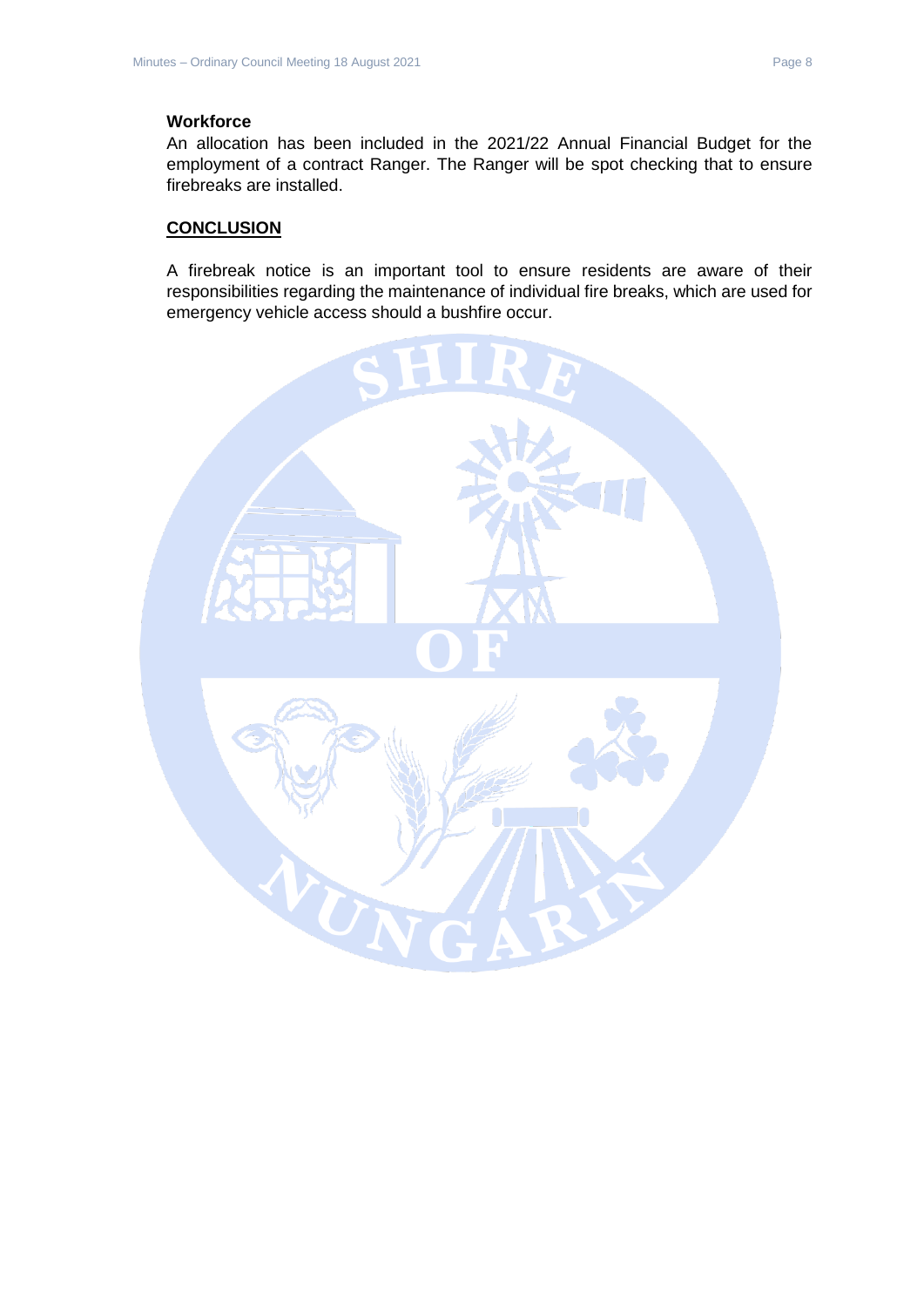**Workforce**

An allocation has been included in the 2021/22 Annual Financial Budget for the employment of a contract Ranger. The Ranger will be spot checking that to ensure firebreaks are installed.

## CONCLUSION

A firebreak notice is an important tool to ensure residents are aware of their responsibilities regarding the maintenance of individual fire breaks, which are used for emergency vehicle access should a bushfire occur.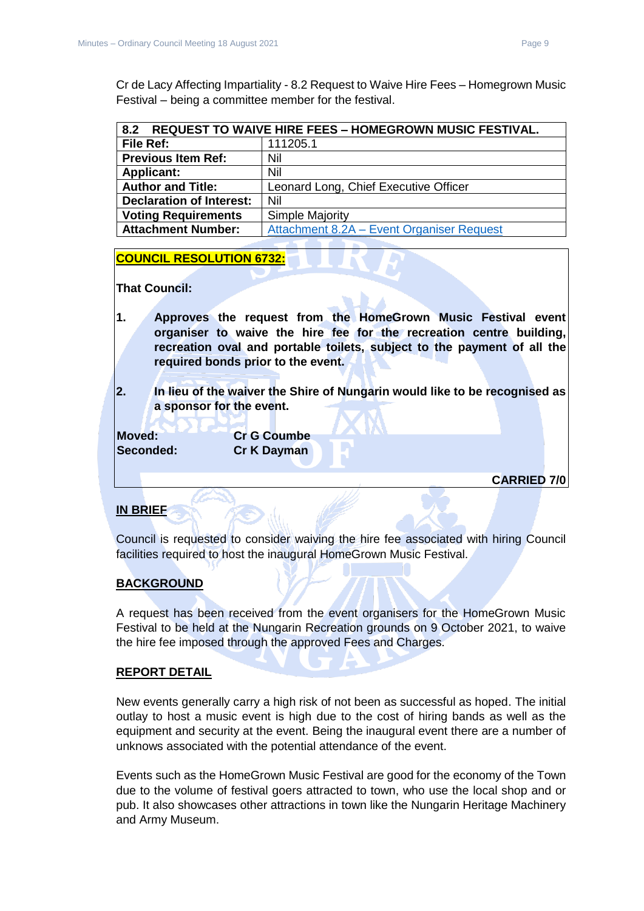Cr de Lacy Affecting Impartiality - 8.2 Request to Waive Hire Fees – Homegrown Music Festival – being a committee member for the festival.

| 8.2 REQUEST TO WAIVE HIRE FEES – HOMEGROWN MUSIC FESTIVAL. | |
|---|---|
| **File Ref:** | 111205.1 |
| **Previous Item Ref:** | Nil |
| **Applicant:** | Nil |
| **Author and Title:** | Leonard Long, Chief Executive Officer |
| **Declaration of Interest:** | Nil |
| **Voting Requirements** | Simple Majority |
| **Attachment Number:** | Attachment 8.2A – Event Organiser Request |

**COUNCIL RESOLUTION 6732:**

**That Council:**

**1. Approves the request from the HomeGrown Music Festival event organiser to waive the hire fee for the recreation centre building, recreation oval and portable toilets, subject to the payment of all the required bonds prior to the event.**

**2. In lieu of the waiver the Shire of Nungarin would like to be recognised as a sponsor for the event.**

**Moved:** Cr G Coumbe
**Seconded:** Cr K Dayman

**CARRIED 7/0**

## IN BRIEF

Council is requested to consider waiving the hire fee associated with hiring Council facilities required to host the inaugural HomeGrown Music Festival.

## BACKGROUND

A request has been received from the event organisers for the HomeGrown Music Festival to be held at the Nungarin Recreation grounds on 9 October 2021, to waive the hire fee imposed through the approved Fees and Charges.

## REPORT DETAIL

New events generally carry a high risk of not been as successful as hoped. The initial outlay to host a music event is high due to the cost of hiring bands as well as the equipment and security at the event. Being the inaugural event there are a number of unknows associated with the potential attendance of the event.

Events such as the HomeGrown Music Festival are good for the economy of the Town due to the volume of festival goers attracted to town, who use the local shop and or pub. It also showcases other attractions in town like the Nungarin Heritage Machinery and Army Museum.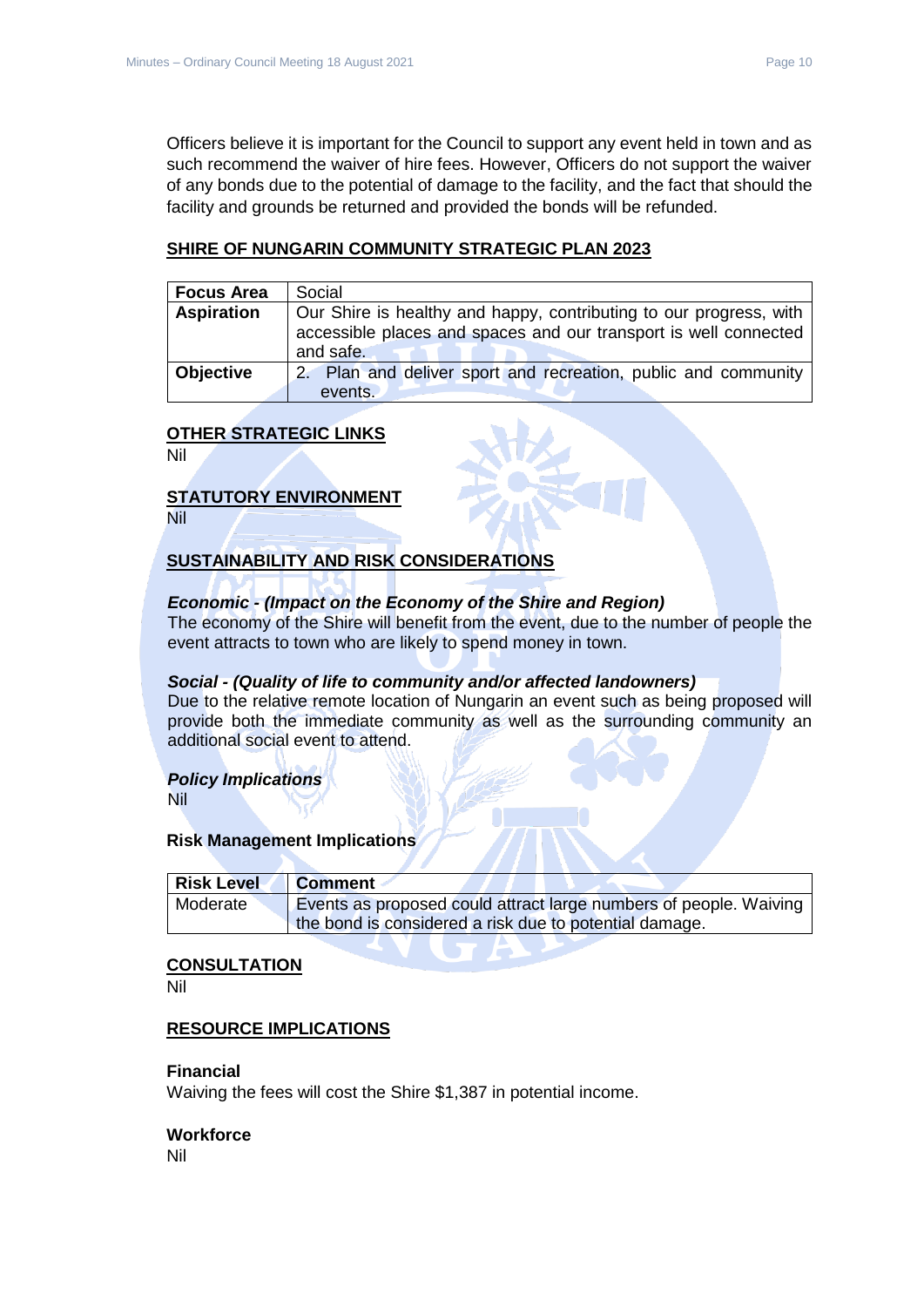Officers believe it is important for the Council to support any event held in town and as such recommend the waiver of hire fees. However, Officers do not support the waiver of any bonds due to the potential of damage to the facility, and the fact that should the facility and grounds be returned and provided the bonds will be refunded.

## SHIRE OF NUNGARIN COMMUNITY STRATEGIC PLAN 2023

| **Focus Area** | Social |
|---|---|
| **Aspiration** | Our Shire is healthy and happy, contributing to our progress, with accessible places and spaces and our transport is well connected and safe. |
| **Objective** | 2. Plan and deliver sport and recreation, public and community events. |

## OTHER STRATEGIC LINKS

Nil

## STATUTORY ENVIRONMENT

Nil

## SUSTAINABILITY AND RISK CONSIDERATIONS

***Economic - (Impact on the Economy of the Shire and Region)***
The economy of the Shire will benefit from the event, due to the number of people the event attracts to town who are likely to spend money in town.

***Social - (Quality of life to community and/or affected landowners)***
Due to the relative remote location of Nungarin an event such as being proposed will provide both the immediate community as well as the surrounding community an additional social event to attend.

***Policy Implications***
Nil

**Risk Management Implications**

| **Risk Level** | **Comment** |
|---|---|
| Moderate | Events as proposed could attract large numbers of people. Waiving the bond is considered a risk due to potential damage. |

## CONSULTATION

Nil

## RESOURCE IMPLICATIONS

**Financial**
Waiving the fees will cost the Shire $1,387 in potential income.

**Workforce**
Nil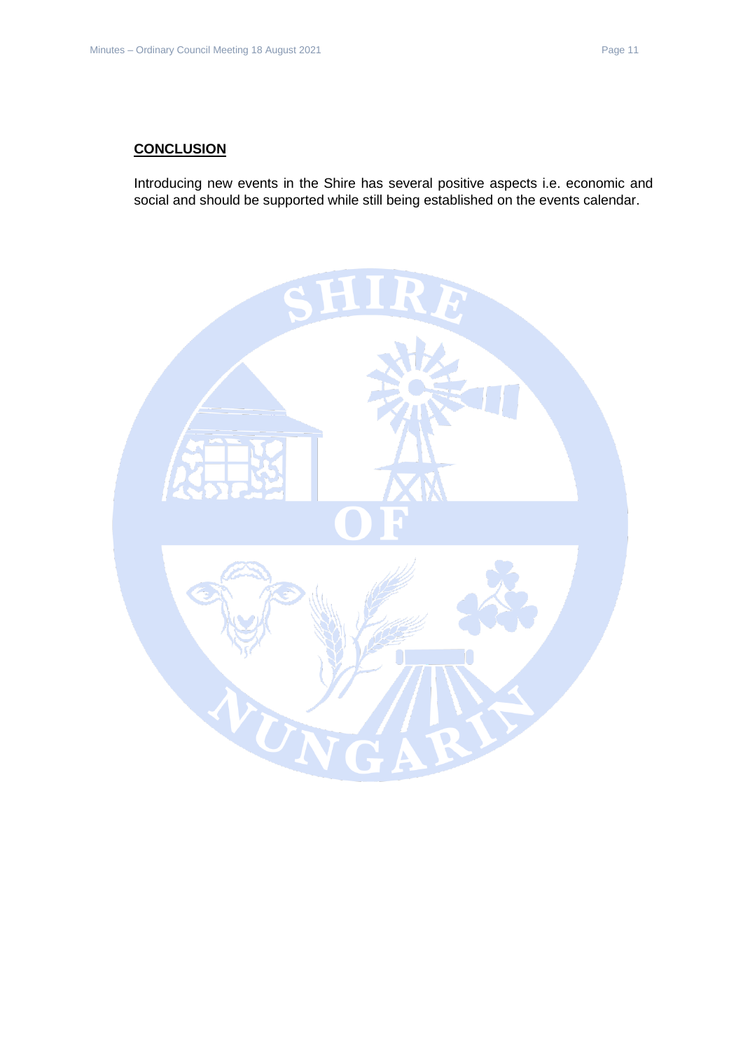**CONCLUSION**

Introducing new events in the Shire has several positive aspects i.e. economic and social and should be supported while still being established on the events calendar.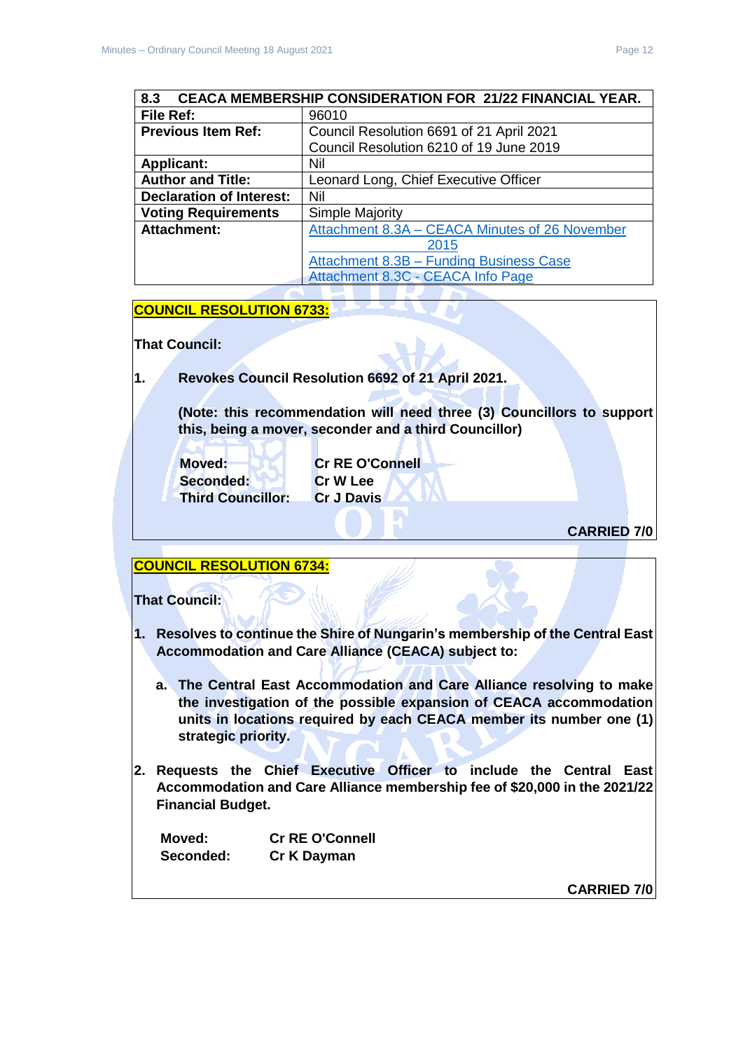| 8.3 CEACA MEMBERSHIP CONSIDERATION FOR 21/22 FINANCIAL YEAR. | |
|---|---|
| **File Ref:** | 96010 |
| **Previous Item Ref:** | Council Resolution 6691 of 21 April 2021<br>Council Resolution 6210 of 19 June 2019 |
| **Applicant:** | Nil |
| **Author and Title:** | Leonard Long, Chief Executive Officer |
| **Declaration of Interest:** | Nil |
| **Voting Requirements** | Simple Majority |
| **Attachment:** | Attachment 8.3A – CEACA Minutes of 26 November 2015<br>Attachment 8.3B – Funding Business Case<br>Attachment 8.3C - CEACA Info Page |

**COUNCIL RESOLUTION 6733:**

**That Council:**

**1. Revokes Council Resolution 6692 of 21 April 2021.**

**(Note: this recommendation will need three (3) Councillors to support this, being a mover, seconder and a third Councillor)**

| | |
|---|---|
| **Moved:** | **Cr RE O'Connell** |
| **Seconded:** | **Cr W Lee** |
| **Third Councillor:** | **Cr J Davis** |

**CARRIED 7/0**

**COUNCIL RESOLUTION 6734:**

**That Council:**

1. **Resolves to continue the Shire of Nungarin's membership of the Central East Accommodation and Care Alliance (CEACA) subject to:**

   a. **The Central East Accommodation and Care Alliance resolving to make the investigation of the possible expansion of CEACA accommodation units in locations required by each CEACA member its number one (1) strategic priority.**

2. **Requests the Chief Executive Officer to include the Central East Accommodation and Care Alliance membership fee of $20,000 in the 2021/22 Financial Budget.**

| | |
|---|---|
| **Moved:** | **Cr RE O'Connell** |
| **Seconded:** | **Cr K Dayman** |

**CARRIED 7/0**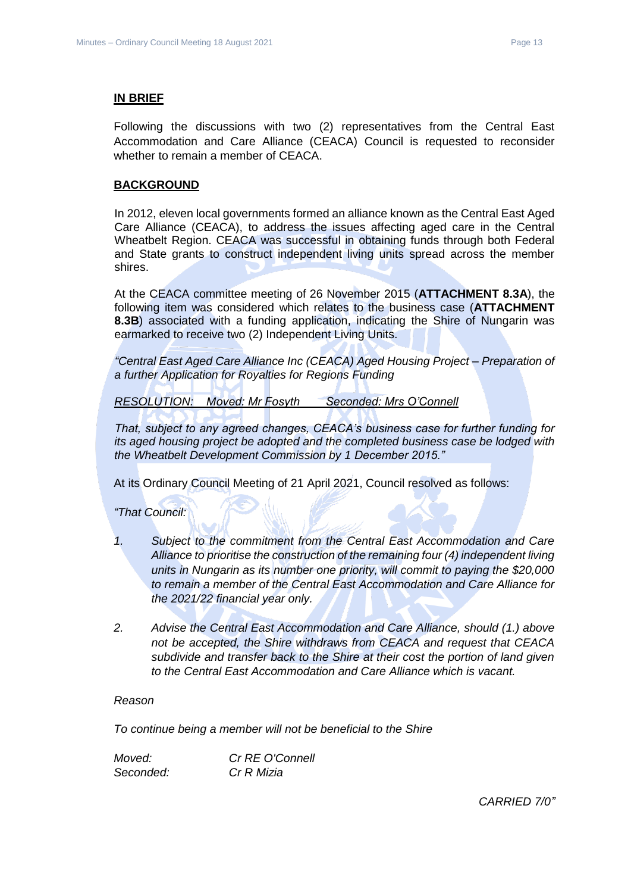**IN BRIEF**

Following the discussions with two (2) representatives from the Central East Accommodation and Care Alliance (CEACA) Council is requested to reconsider whether to remain a member of CEACA.

**BACKGROUND**

In 2012, eleven local governments formed an alliance known as the Central East Aged Care Alliance (CEACA), to address the issues affecting aged care in the Central Wheatbelt Region. CEACA was successful in obtaining funds through both Federal and State grants to construct independent living units spread across the member shires.

At the CEACA committee meeting of 26 November 2015 (**ATTACHMENT 8.3A**), the following item was considered which relates to the business case (**ATTACHMENT 8.3B**) associated with a funding application, indicating the Shire of Nungarin was earmarked to receive two (2) Independent Living Units.

*"Central East Aged Care Alliance Inc (CEACA) Aged Housing Project – Preparation of a further Application for Royalties for Regions Funding*

*RESOLUTION: Moved: Mr Fosyth Seconded: Mrs O'Connell*

*That, subject to any agreed changes, CEACA's business case for further funding for its aged housing project be adopted and the completed business case be lodged with the Wheatbelt Development Commission by 1 December 2015."*

At its Ordinary Council Meeting of 21 April 2021, Council resolved as follows:

*"That Council:*

1. *Subject to the commitment from the Central East Accommodation and Care Alliance to prioritise the construction of the remaining four (4) independent living units in Nungarin as its number one priority, will commit to paying the $20,000 to remain a member of the Central East Accommodation and Care Alliance for the 2021/22 financial year only.*
2. *Advise the Central East Accommodation and Care Alliance, should (1.) above not be accepted, the Shire withdraws from CEACA and request that CEACA subdivide and transfer back to the Shire at their cost the portion of land given to the Central East Accommodation and Care Alliance which is vacant.*

*Reason*

*To continue being a member will not be beneficial to the Shire*

*Moved: Cr RE O'Connell*
*Seconded: Cr R Mizia*

*CARRIED 7/0"*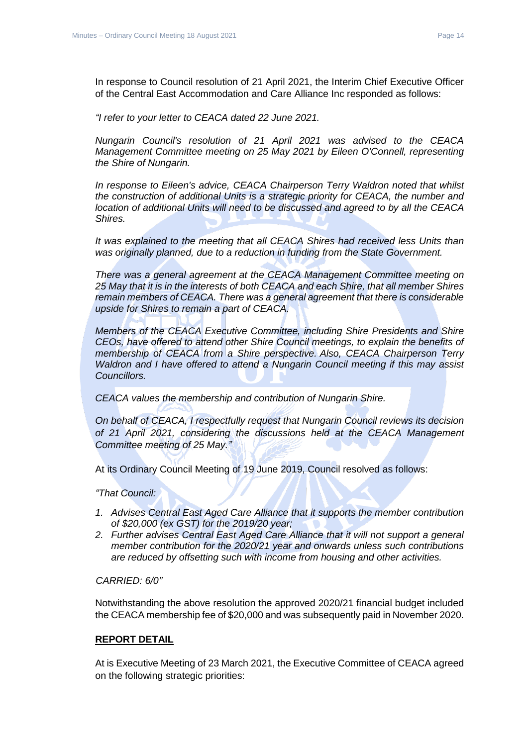In response to Council resolution of 21 April 2021, the Interim Chief Executive Officer of the Central East Accommodation and Care Alliance Inc responded as follows:

*"I refer to your letter to CEACA dated 22 June 2021.*

*Nungarin Council's resolution of 21 April 2021 was advised to the CEACA Management Committee meeting on 25 May 2021 by Eileen O'Connell, representing the Shire of Nungarin.*

*In response to Eileen's advice, CEACA Chairperson Terry Waldron noted that whilst the construction of additional Units is a strategic priority for CEACA, the number and location of additional Units will need to be discussed and agreed to by all the CEACA Shires.*

*It was explained to the meeting that all CEACA Shires had received less Units than was originally planned, due to a reduction in funding from the State Government.*

*There was a general agreement at the CEACA Management Committee meeting on 25 May that it is in the interests of both CEACA and each Shire, that all member Shires remain members of CEACA. There was a general agreement that there is considerable upside for Shires to remain a part of CEACA.*

*Members of the CEACA Executive Committee, including Shire Presidents and Shire CEOs, have offered to attend other Shire Council meetings, to explain the benefits of membership of CEACA from a Shire perspective. Also, CEACA Chairperson Terry Waldron and I have offered to attend a Nungarin Council meeting if this may assist Councillors.*

*CEACA values the membership and contribution of Nungarin Shire.*

*On behalf of CEACA, I respectfully request that Nungarin Council reviews its decision of 21 April 2021, considering the discussions held at the CEACA Management Committee meeting of 25 May."*

At its Ordinary Council Meeting of 19 June 2019, Council resolved as follows:

*"That Council:*

1. *Advises Central East Aged Care Alliance that it supports the member contribution of $20,000 (ex GST) for the 2019/20 year;*
2. *Further advises Central East Aged Care Alliance that it will not support a general member contribution for the 2020/21 year and onwards unless such contributions are reduced by offsetting such with income from housing and other activities.*

*CARRIED: 6/0"*

Notwithstanding the above resolution the approved 2020/21 financial budget included the CEACA membership fee of $20,000 and was subsequently paid in November 2020.

**REPORT DETAIL**

At is Executive Meeting of 23 March 2021, the Executive Committee of CEACA agreed on the following strategic priorities: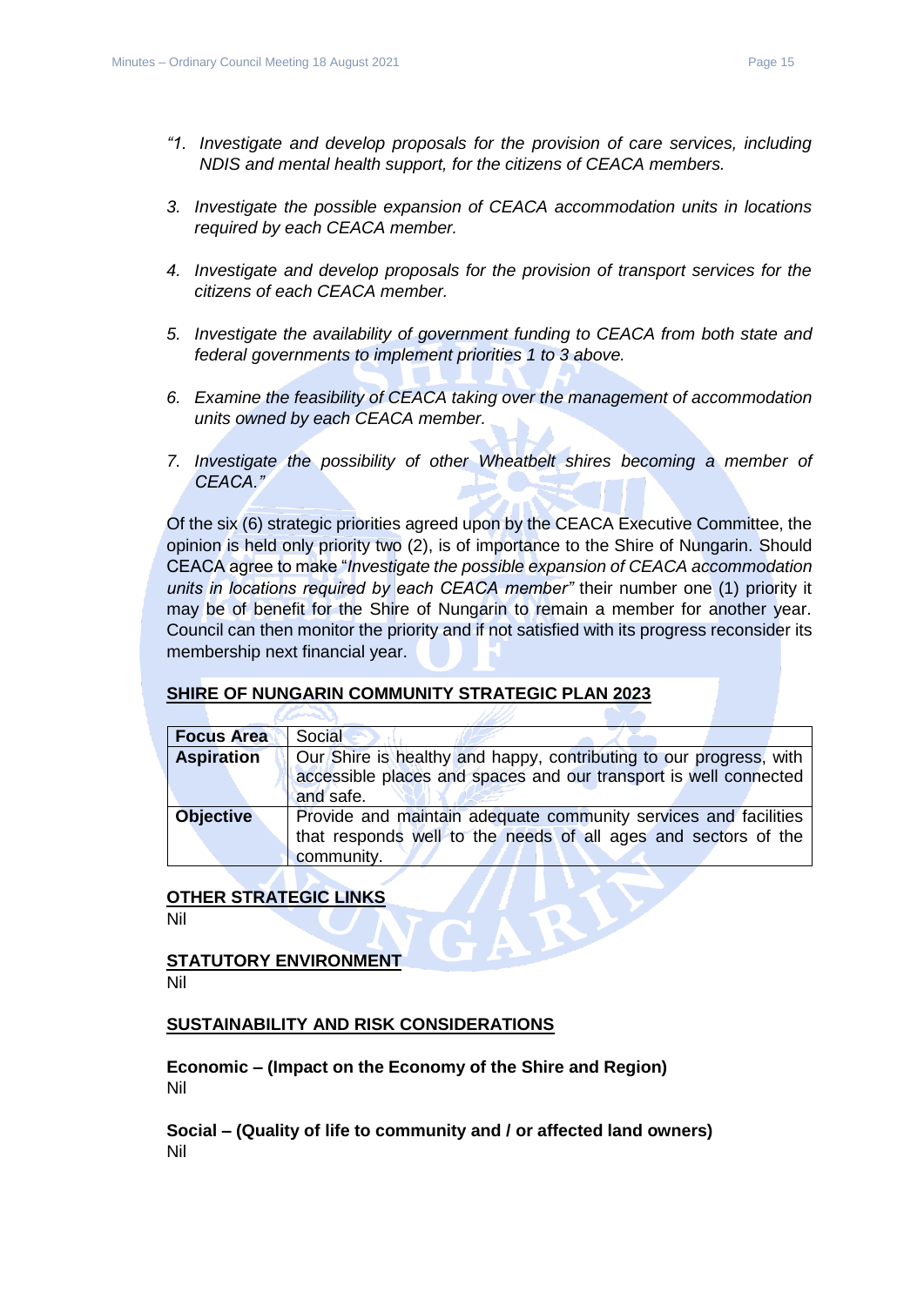*"1. Investigate and develop proposals for the provision of care services, including NDIS and mental health support, for the citizens of CEACA members.*

*3. Investigate the possible expansion of CEACA accommodation units in locations required by each CEACA member.*

*4. Investigate and develop proposals for the provision of transport services for the citizens of each CEACA member.*

*5. Investigate the availability of government funding to CEACA from both state and federal governments to implement priorities 1 to 3 above.*

*6. Examine the feasibility of CEACA taking over the management of accommodation units owned by each CEACA member.*

*7. Investigate the possibility of other Wheatbelt shires becoming a member of CEACA."*

Of the six (6) strategic priorities agreed upon by the CEACA Executive Committee, the opinion is held only priority two (2), is of importance to the Shire of Nungarin. Should CEACA agree to make "*Investigate the possible expansion of CEACA accommodation units in locations required by each CEACA member"* their number one (1) priority it may be of benefit for the Shire of Nungarin to remain a member for another year. Council can then monitor the priority and if not satisfied with its progress reconsider its membership next financial year.

## SHIRE OF NUNGARIN COMMUNITY STRATEGIC PLAN 2023

| **Focus Area** | Social |
|---|---|
| **Aspiration** | Our Shire is healthy and happy, contributing to our progress, with accessible places and spaces and our transport is well connected and safe. |
| **Objective** | Provide and maintain adequate community services and facilities that responds well to the needs of all ages and sectors of the community. |

## OTHER STRATEGIC LINKS

Nil

## STATUTORY ENVIRONMENT

Nil

## SUSTAINABILITY AND RISK CONSIDERATIONS

**Economic – (Impact on the Economy of the Shire and Region)**
Nil

**Social – (Quality of life to community and / or affected land owners)**
Nil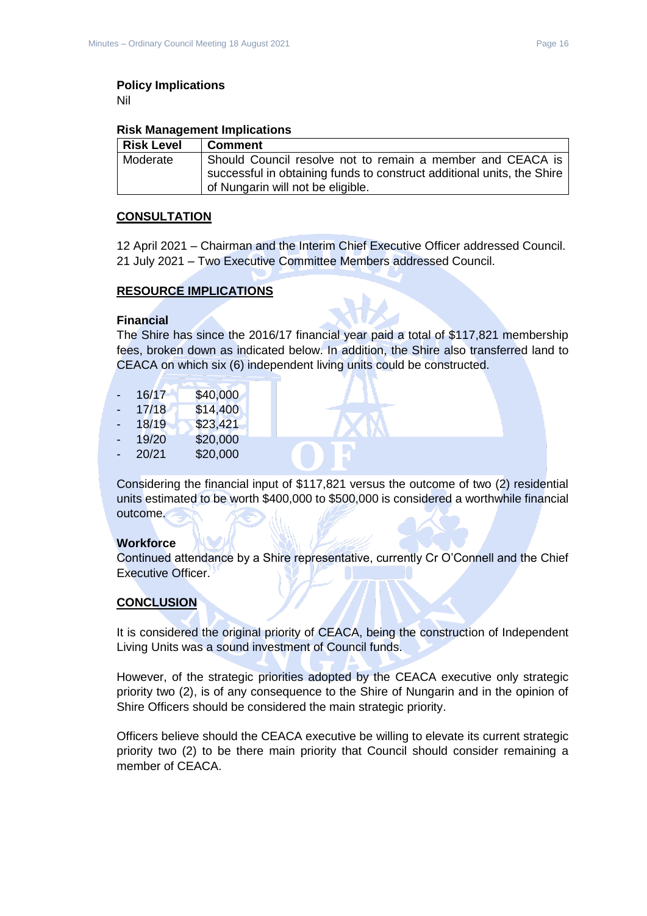**Policy Implications**

Nil

**Risk Management Implications**

| Risk Level | Comment |
|---|---|
| Moderate | Should Council resolve not to remain a member and CEACA is successful in obtaining funds to construct additional units, the Shire of Nungarin will not be eligible. |

## CONSULTATION

12 April 2021 – Chairman and the Interim Chief Executive Officer addressed Council.
21 July 2021 – Two Executive Committee Members addressed Council.

## RESOURCE IMPLICATIONS

**Financial**

The Shire has since the 2016/17 financial year paid a total of $117,821 membership fees, broken down as indicated below. In addition, the Shire also transferred land to CEACA on which six (6) independent living units could be constructed.

- 16/17 $40,000
- 17/18 $14,400
- 18/19 $23,421
- 19/20 $20,000
- 20/21 $20,000

Considering the financial input of $117,821 versus the outcome of two (2) residential units estimated to be worth $400,000 to $500,000 is considered a worthwhile financial outcome.

**Workforce**

Continued attendance by a Shire representative, currently Cr O'Connell and the Chief Executive Officer.

## CONCLUSION

It is considered the original priority of CEACA, being the construction of Independent Living Units was a sound investment of Council funds.

However, of the strategic priorities adopted by the CEACA executive only strategic priority two (2), is of any consequence to the Shire of Nungarin and in the opinion of Shire Officers should be considered the main strategic priority.

Officers believe should the CEACA executive be willing to elevate its current strategic priority two (2) to be there main priority that Council should consider remaining a member of CEACA.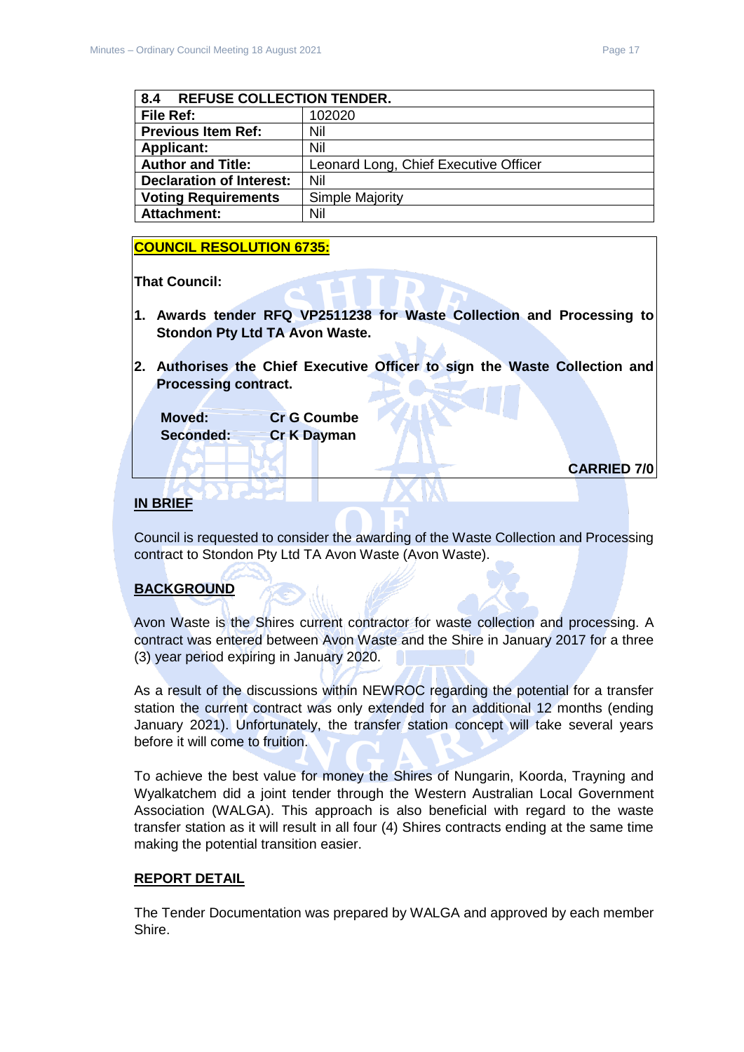| 8.4 REFUSE COLLECTION TENDER. | |
|---|---|
| **File Ref:** | 102020 |
| **Previous Item Ref:** | Nil |
| **Applicant:** | Nil |
| **Author and Title:** | Leonard Long, Chief Executive Officer |
| **Declaration of Interest:** | Nil |
| **Voting Requirements** | Simple Majority |
| **Attachment:** | Nil |

**COUNCIL RESOLUTION 6735:**

**That Council:**

1. **Awards tender RFQ VP2511238 for Waste Collection and Processing to Stondon Pty Ltd TA Avon Waste.**
2. **Authorises the Chief Executive Officer to sign the Waste Collection and Processing contract.**

**Moved: Cr G Coumbe**
**Seconded: Cr K Dayman**

**CARRIED 7/0**

## IN BRIEF

Council is requested to consider the awarding of the Waste Collection and Processing contract to Stondon Pty Ltd TA Avon Waste (Avon Waste).

## BACKGROUND

Avon Waste is the Shires current contractor for waste collection and processing. A contract was entered between Avon Waste and the Shire in January 2017 for a three (3) year period expiring in January 2020.

As a result of the discussions within NEWROC regarding the potential for a transfer station the current contract was only extended for an additional 12 months (ending January 2021). Unfortunately, the transfer station concept will take several years before it will come to fruition.

To achieve the best value for money the Shires of Nungarin, Koorda, Trayning and Wyalkatchem did a joint tender through the Western Australian Local Government Association (WALGA). This approach is also beneficial with regard to the waste transfer station as it will result in all four (4) Shires contracts ending at the same time making the potential transition easier.

## REPORT DETAIL

The Tender Documentation was prepared by WALGA and approved by each member Shire.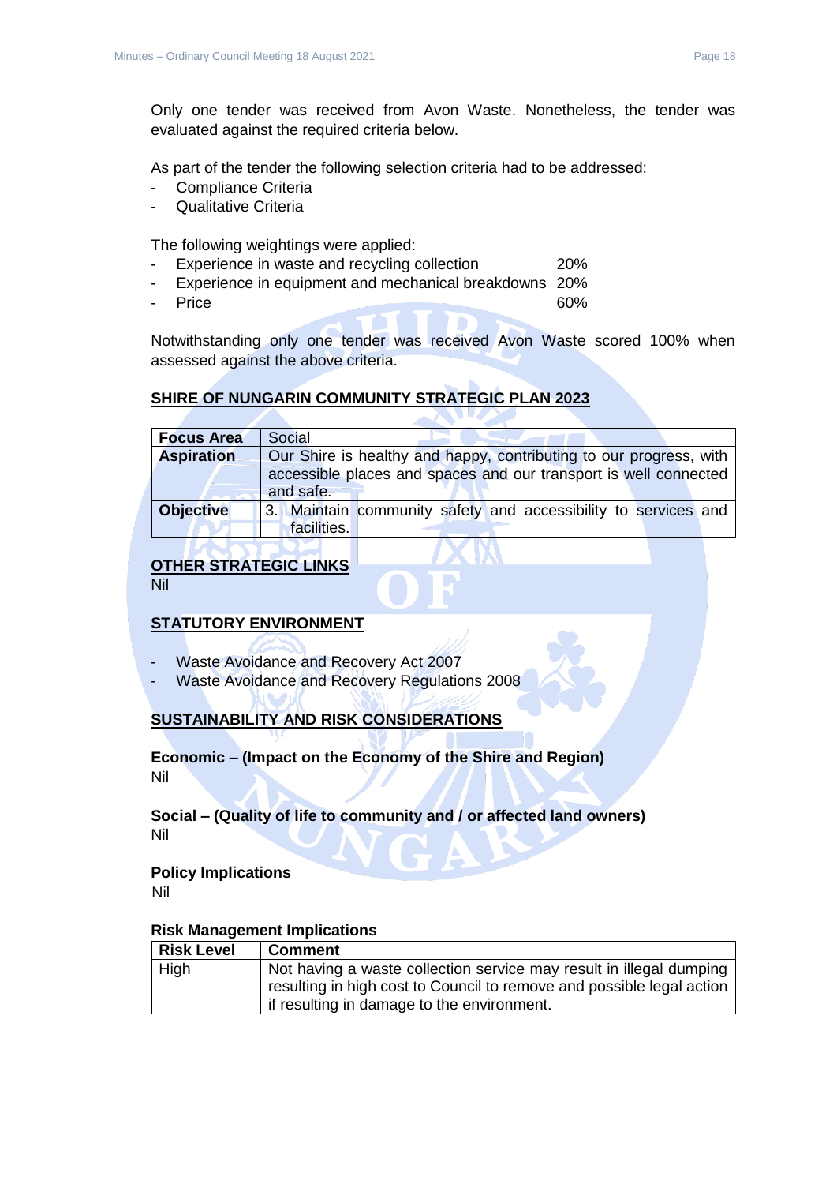Only one tender was received from Avon Waste. Nonetheless, the tender was evaluated against the required criteria below.

As part of the tender the following selection criteria had to be addressed:

- Compliance Criteria
- Qualitative Criteria

The following weightings were applied:

- Experience in waste and recycling collection 20%
- Experience in equipment and mechanical breakdowns 20%
- Price 60%

Notwithstanding only one tender was received Avon Waste scored 100% when assessed against the above criteria.

## SHIRE OF NUNGARIN COMMUNITY STRATEGIC PLAN 2023

| **Focus Area** | Social |
|---|---|
| **Aspiration** | Our Shire is healthy and happy, contributing to our progress, with accessible places and spaces and our transport is well connected and safe. |
| **Objective** | 3. Maintain community safety and accessibility to services and facilities. |

## OTHER STRATEGIC LINKS

Nil

## STATUTORY ENVIRONMENT

- Waste Avoidance and Recovery Act 2007
- Waste Avoidance and Recovery Regulations 2008

## SUSTAINABILITY AND RISK CONSIDERATIONS

**Economic – (Impact on the Economy of the Shire and Region)**

Nil

**Social – (Quality of life to community and / or affected land owners)**

Nil

**Policy Implications**

Nil

**Risk Management Implications**

| Risk Level | Comment |
|---|---|
| High | Not having a waste collection service may result in illegal dumping resulting in high cost to Council to remove and possible legal action if resulting in damage to the environment. |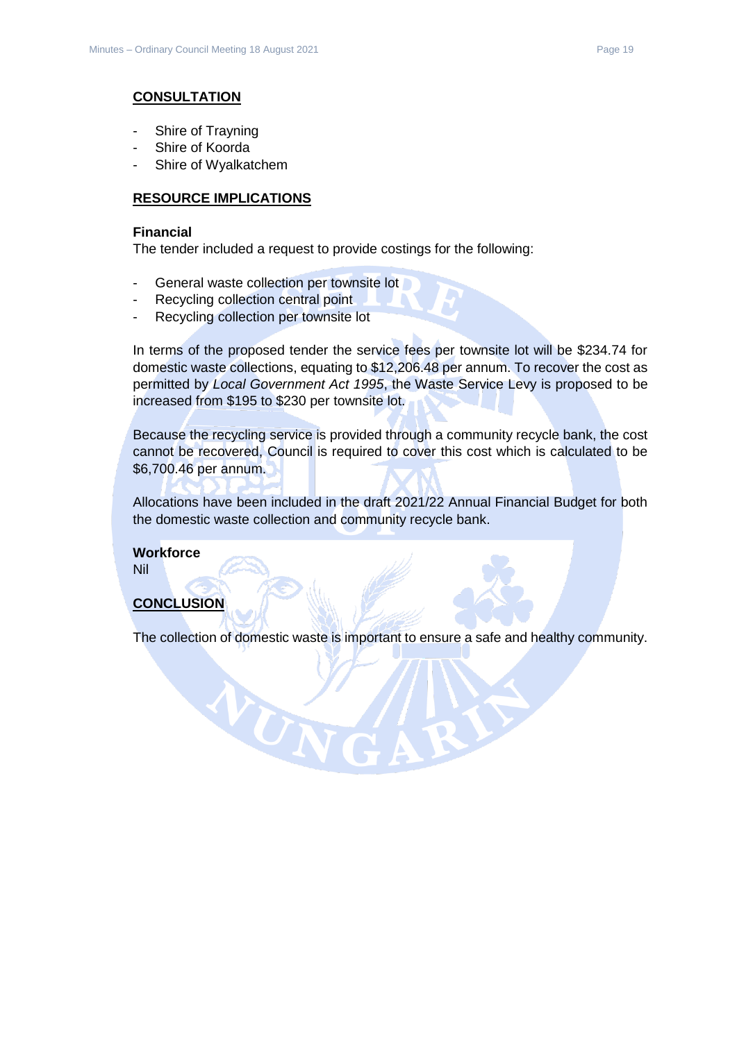## CONSULTATION

- Shire of Trayning
- Shire of Koorda
- Shire of Wyalkatchem

## RESOURCE IMPLICATIONS

**Financial**

The tender included a request to provide costings for the following:

- General waste collection per townsite lot
- Recycling collection central point
- Recycling collection per townsite lot

In terms of the proposed tender the service fees per townsite lot will be $234.74 for domestic waste collections, equating to $12,206.48 per annum. To recover the cost as permitted by *Local Government Act 1995*, the Waste Service Levy is proposed to be increased from $195 to $230 per townsite lot.

Because the recycling service is provided through a community recycle bank, the cost cannot be recovered, Council is required to cover this cost which is calculated to be $6,700.46 per annum.

Allocations have been included in the draft 2021/22 Annual Financial Budget for both the domestic waste collection and community recycle bank.

**Workforce**

Nil

## CONCLUSION

The collection of domestic waste is important to ensure a safe and healthy community.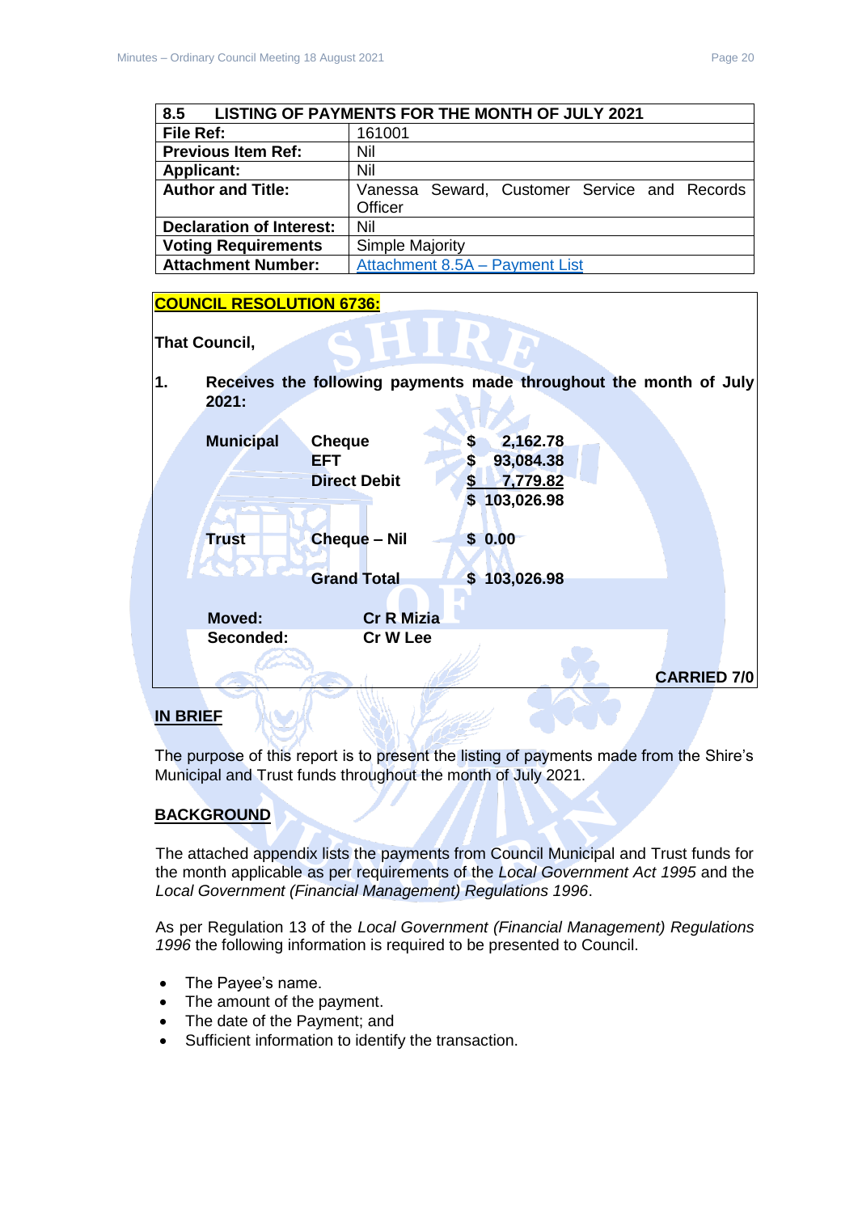| 8.5 LISTING OF PAYMENTS FOR THE MONTH OF JULY 2021 | |
|---|---|
| **File Ref:** | 161001 |
| **Previous Item Ref:** | Nil |
| **Applicant:** | Nil |
| **Author and Title:** | Vanessa Seward, Customer Service and Records Officer |
| **Declaration of Interest:** | Nil |
| **Voting Requirements** | Simple Majority |
| **Attachment Number:** | Attachment 8.5A – Payment List |

**COUNCIL RESOLUTION 6736:**

**That Council,**

**1. Receives the following payments made throughout the month of July 2021:**

| | | |
|---|---|---|
| **Municipal** | **Cheque** | **$ 2,162.78** |
| | **EFT** | **$ 93,084.38** |
| | **Direct Debit** | **$ 7,779.82** |
| | | **$ 103,026.98** |
| **Trust** | **Cheque – Nil** | **$ 0.00** |
| | **Grand Total** | **$ 103,026.98** |

**Moved:** **Cr R Mizia**
**Seconded:** **Cr W Lee**

**CARRIED 7/0**

## IN BRIEF

The purpose of this report is to present the listing of payments made from the Shire's Municipal and Trust funds throughout the month of July 2021.

## BACKGROUND

The attached appendix lists the payments from Council Municipal and Trust funds for the month applicable as per requirements of the *Local Government Act 1995* and the *Local Government (Financial Management) Regulations 1996*.

As per Regulation 13 of the *Local Government (Financial Management) Regulations 1996* the following information is required to be presented to Council.

- The Payee's name.
- The amount of the payment.
- The date of the Payment; and
- Sufficient information to identify the transaction.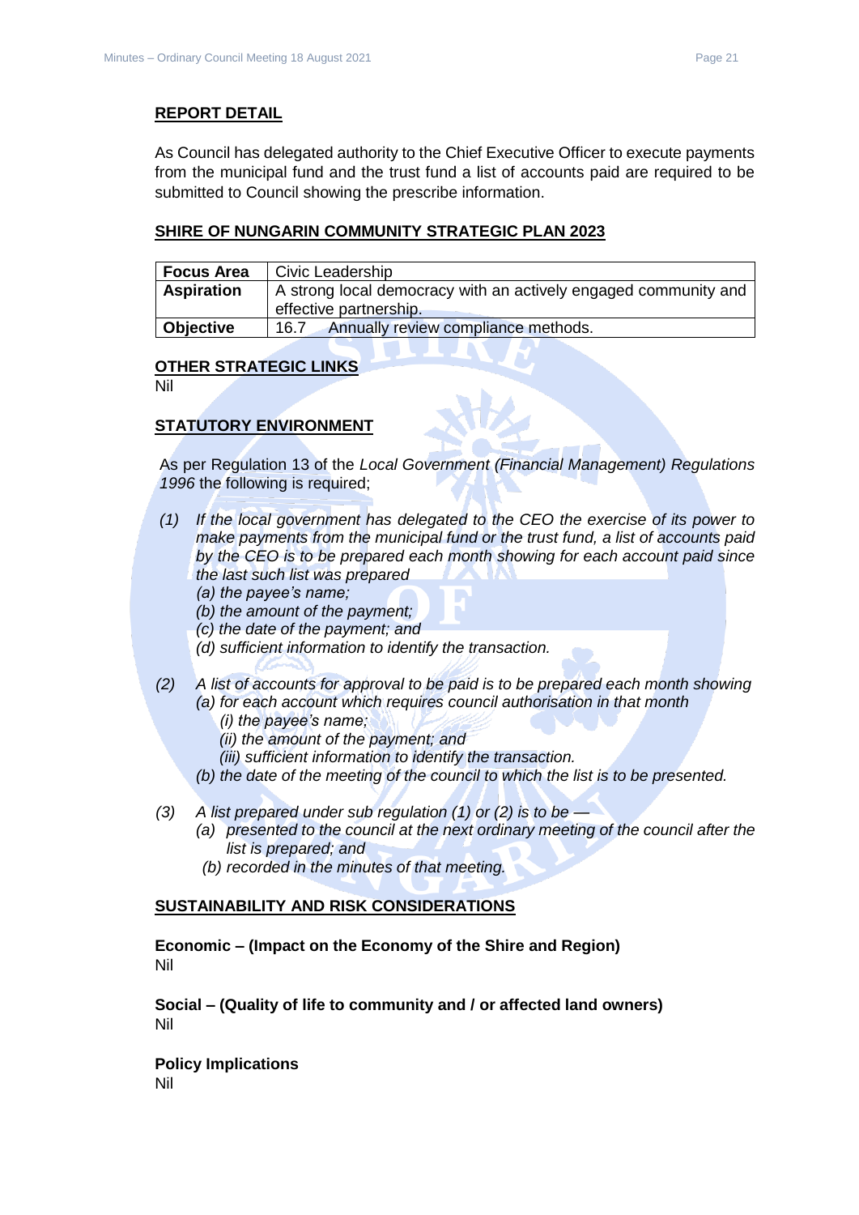## REPORT DETAIL

As Council has delegated authority to the Chief Executive Officer to execute payments from the municipal fund and the trust fund a list of accounts paid are required to be submitted to Council showing the prescribe information.

## SHIRE OF NUNGARIN COMMUNITY STRATEGIC PLAN 2023

| **Focus Area** | Civic Leadership |
|---|---|
| **Aspiration** | A strong local democracy with an actively engaged community and effective partnership. |
| **Objective** | 16.7 Annually review compliance methods. |

## OTHER STRATEGIC LINKS

Nil

## STATUTORY ENVIRONMENT

As per Regulation 13 of the *Local Government (Financial Management) Regulations 1996* the following is required;

*(1) If the local government has delegated to the CEO the exercise of its power to make payments from the municipal fund or the trust fund, a list of accounts paid by the CEO is to be prepared each month showing for each account paid since the last such list was prepared*

*(a) the payee's name;*

*(b) the amount of the payment;*

*(c) the date of the payment; and*

*(d) sufficient information to identify the transaction.*

*(2) A list of accounts for approval to be paid is to be prepared each month showing*

*(a) for each account which requires council authorisation in that month*

*(i) the payee's name;*

*(ii) the amount of the payment; and*

*(iii) sufficient information to identify the transaction.*

*(b) the date of the meeting of the council to which the list is to be presented.*

*(3) A list prepared under sub regulation (1) or (2) is to be —*

*(a) presented to the council at the next ordinary meeting of the council after the list is prepared; and*

*(b) recorded in the minutes of that meeting.*

## SUSTAINABILITY AND RISK CONSIDERATIONS

**Economic – (Impact on the Economy of the Shire and Region)**
Nil

**Social – (Quality of life to community and / or affected land owners)**
Nil

**Policy Implications**
Nil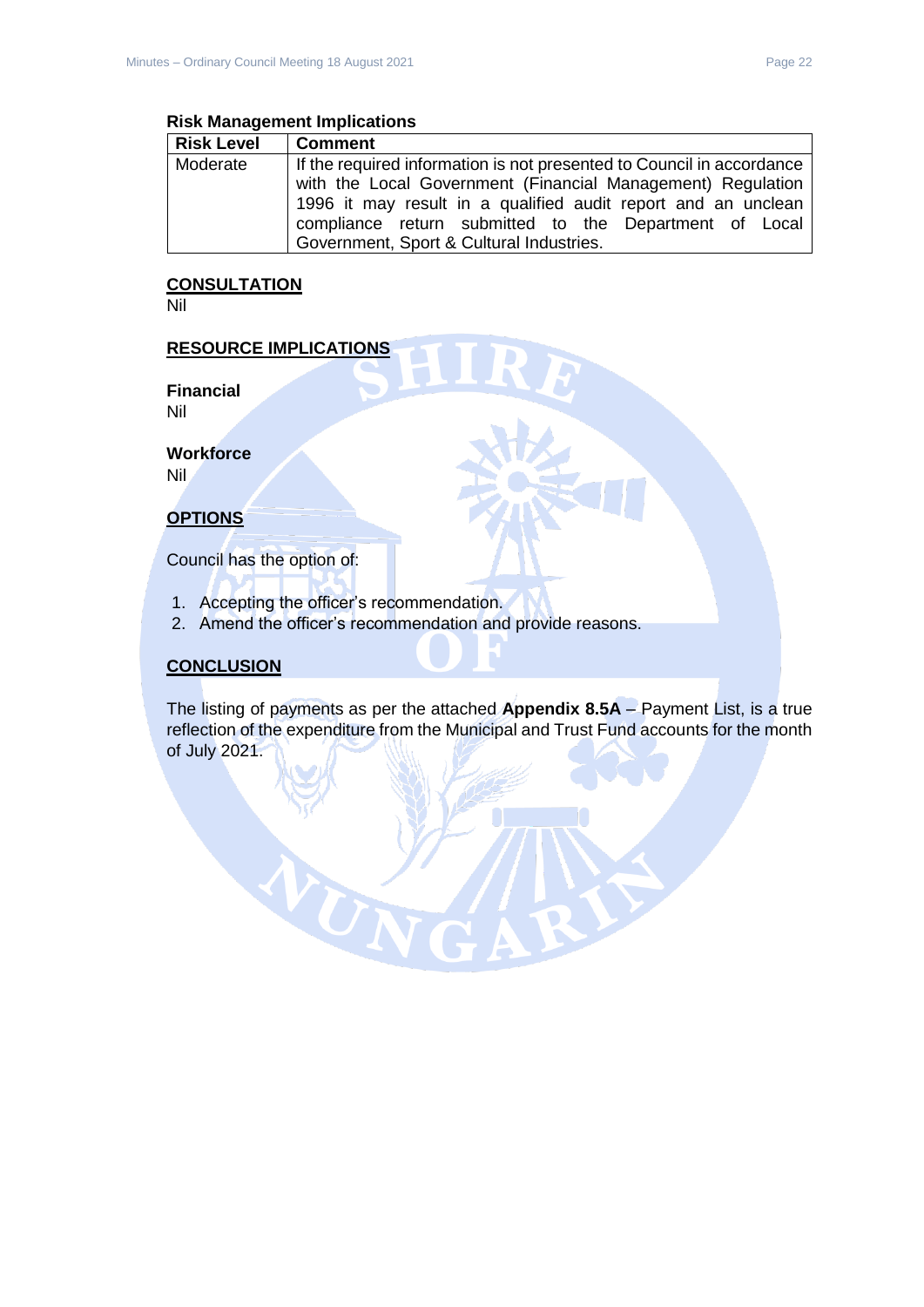**Risk Management Implications**

| Risk Level | Comment |
|---|---|
| Moderate | If the required information is not presented to Council in accordance with the Local Government (Financial Management) Regulation 1996 it may result in a qualified audit report and an unclean compliance return submitted to the Department of Local Government, Sport & Cultural Industries. |

## CONSULTATION

Nil

## RESOURCE IMPLICATIONS

**Financial**

Nil

**Workforce**

Nil

## OPTIONS

Council has the option of:

1. Accepting the officer's recommendation.
2. Amend the officer's recommendation and provide reasons.

## CONCLUSION

The listing of payments as per the attached **Appendix 8.5A** – Payment List, is a true reflection of the expenditure from the Municipal and Trust Fund accounts for the month of July 2021.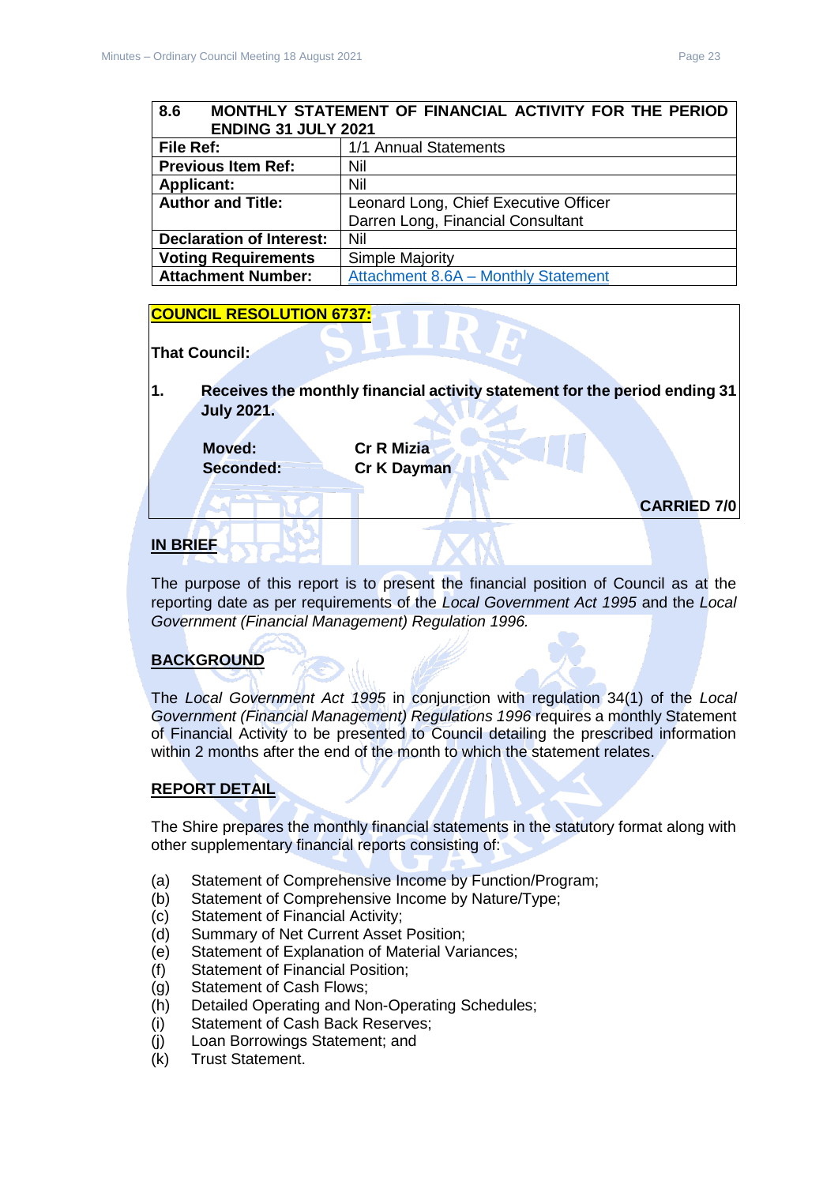| 8.6 MONTHLY STATEMENT OF FINANCIAL ACTIVITY FOR THE PERIOD ENDING 31 JULY 2021 | |
|---|---|
| **File Ref:** | 1/1 Annual Statements |
| **Previous Item Ref:** | Nil |
| **Applicant:** | Nil |
| **Author and Title:** | Leonard Long, Chief Executive Officer<br>Darren Long, Financial Consultant |
| **Declaration of Interest:** | Nil |
| **Voting Requirements** | Simple Majority |
| **Attachment Number:** | Attachment 8.6A – Monthly Statement |

**COUNCIL RESOLUTION 6737:**

**That Council:**

**1. Receives the monthly financial activity statement for the period ending 31 July 2021.**

**Moved: Cr R Mizia**
**Seconded: Cr K Dayman**

**CARRIED 7/0**

## IN BRIEF

The purpose of this report is to present the financial position of Council as at the reporting date as per requirements of the *Local Government Act 1995* and the *Local Government (Financial Management) Regulation 1996.*

## BACKGROUND

The *Local Government Act 1995* in conjunction with regulation 34(1) of the *Local Government (Financial Management) Regulations 1996* requires a monthly Statement of Financial Activity to be presented to Council detailing the prescribed information within 2 months after the end of the month to which the statement relates.

## REPORT DETAIL

The Shire prepares the monthly financial statements in the statutory format along with other supplementary financial reports consisting of:

(a) Statement of Comprehensive Income by Function/Program;
(b) Statement of Comprehensive Income by Nature/Type;
(c) Statement of Financial Activity;
(d) Summary of Net Current Asset Position;
(e) Statement of Explanation of Material Variances;
(f) Statement of Financial Position;
(g) Statement of Cash Flows;
(h) Detailed Operating and Non-Operating Schedules;
(i) Statement of Cash Back Reserves;
(j) Loan Borrowings Statement; and
(k) Trust Statement.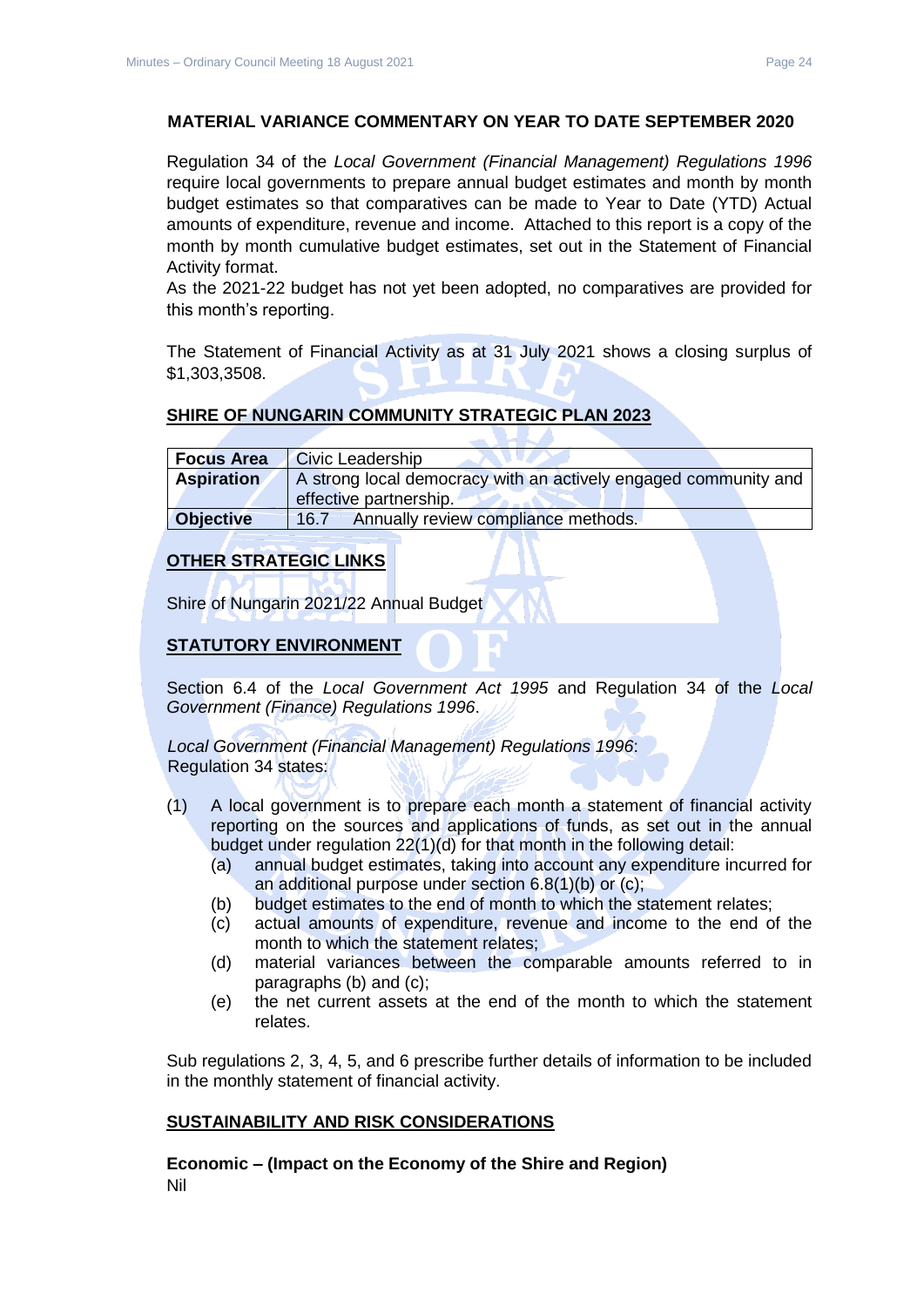**MATERIAL VARIANCE COMMENTARY ON YEAR TO DATE SEPTEMBER 2020**

Regulation 34 of the *Local Government (Financial Management) Regulations 1996* require local governments to prepare annual budget estimates and month by month budget estimates so that comparatives can be made to Year to Date (YTD) Actual amounts of expenditure, revenue and income. Attached to this report is a copy of the month by month cumulative budget estimates, set out in the Statement of Financial Activity format.

As the 2021-22 budget has not yet been adopted, no comparatives are provided for this month's reporting.

The Statement of Financial Activity as at 31 July 2021 shows a closing surplus of $1,303,3508.

## SHIRE OF NUNGARIN COMMUNITY STRATEGIC PLAN 2023

| **Focus Area** | Civic Leadership |
|---|---|
| **Aspiration** | A strong local democracy with an actively engaged community and effective partnership. |
| **Objective** | 16.7 Annually review compliance methods. |

## OTHER STRATEGIC LINKS

Shire of Nungarin 2021/22 Annual Budget

## STATUTORY ENVIRONMENT

Section 6.4 of the *Local Government Act 1995* and Regulation 34 of the *Local Government (Finance) Regulations 1996*.

*Local Government (Financial Management) Regulations 1996*:
Regulation 34 states:

(1) A local government is to prepare each month a statement of financial activity reporting on the sources and applications of funds, as set out in the annual budget under regulation 22(1)(d) for that month in the following detail:
   - (a) annual budget estimates, taking into account any expenditure incurred for an additional purpose under section 6.8(1)(b) or (c);
   - (b) budget estimates to the end of month to which the statement relates;
   - (c) actual amounts of expenditure, revenue and income to the end of the month to which the statement relates;
   - (d) material variances between the comparable amounts referred to in paragraphs (b) and (c);
   - (e) the net current assets at the end of the month to which the statement relates.

Sub regulations 2, 3, 4, 5, and 6 prescribe further details of information to be included in the monthly statement of financial activity.

## SUSTAINABILITY AND RISK CONSIDERATIONS

**Economic – (Impact on the Economy of the Shire and Region)**
Nil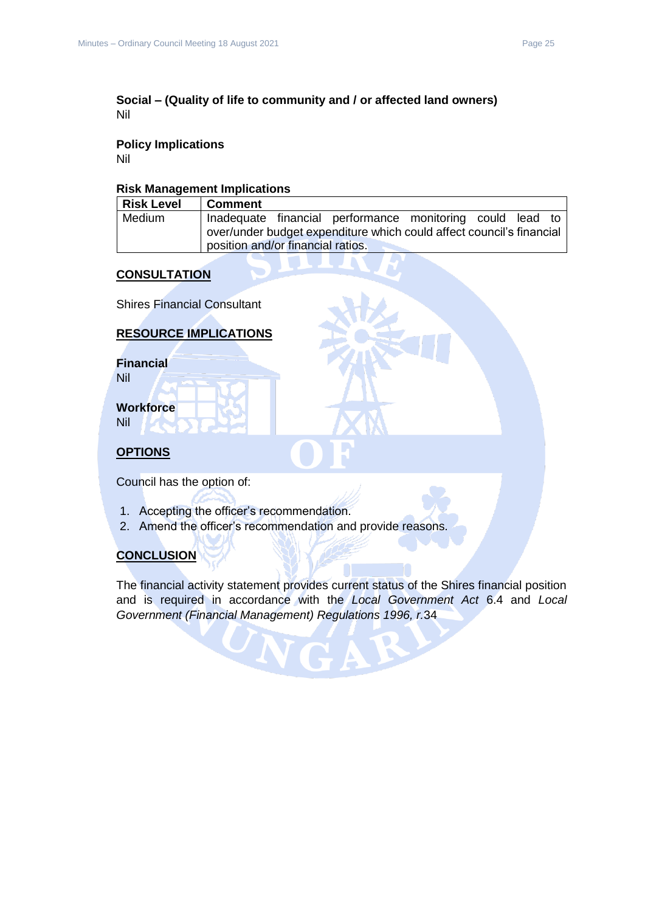**Social – (Quality of life to community and / or affected land owners)**
Nil

**Policy Implications**
Nil

**Risk Management Implications**

| Risk Level | Comment |
|---|---|
| Medium | Inadequate financial performance monitoring could lead to over/under budget expenditure which could affect council's financial position and/or financial ratios. |

## CONSULTATION

Shires Financial Consultant

## RESOURCE IMPLICATIONS

**Financial**
Nil

**Workforce**
Nil

## OPTIONS

Council has the option of:

1. Accepting the officer's recommendation.
2. Amend the officer's recommendation and provide reasons.

## CONCLUSION

The financial activity statement provides current status of the Shires financial position and is required in accordance with the *Local Government Act* 6.4 and *Local Government (Financial Management) Regulations 1996, r.*34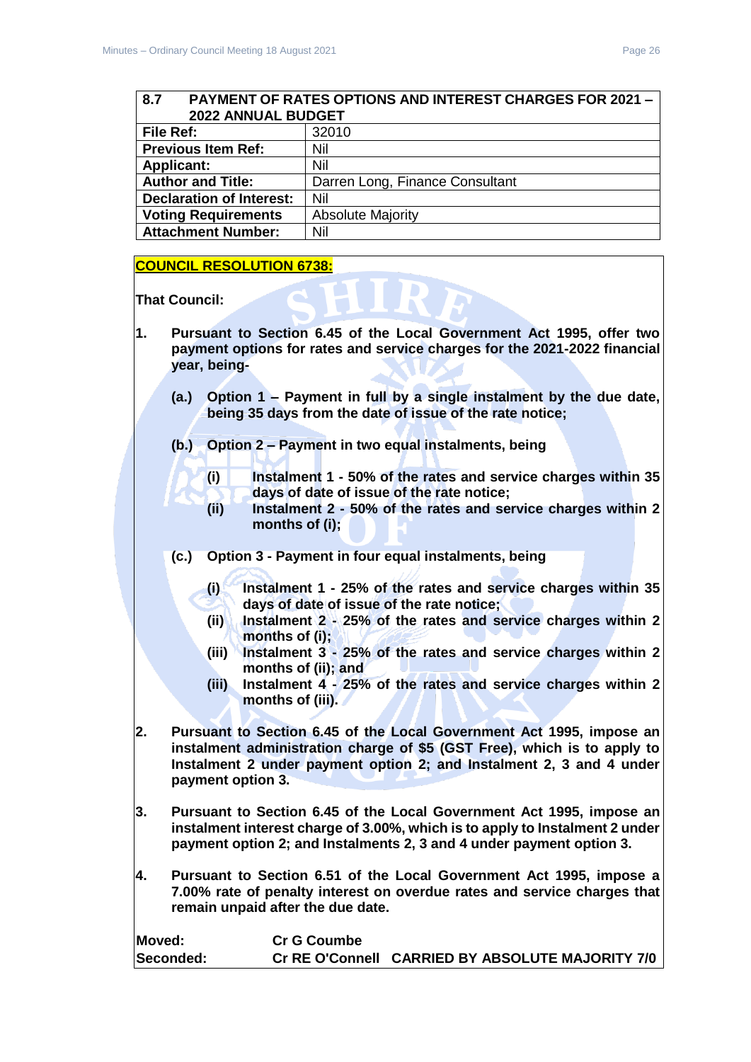| 8.7 PAYMENT OF RATES OPTIONS AND INTEREST CHARGES FOR 2021 – 2022 ANNUAL BUDGET | |
|---|---|
| **File Ref:** | 32010 |
| **Previous Item Ref:** | Nil |
| **Applicant:** | Nil |
| **Author and Title:** | Darren Long, Finance Consultant |
| **Declaration of Interest:** | Nil |
| **Voting Requirements** | Absolute Majority |
| **Attachment Number:** | Nil |

**COUNCIL RESOLUTION 6738:**

**That Council:**

**1. Pursuant to Section 6.45 of the Local Government Act 1995, offer two payment options for rates and service charges for the 2021-2022 financial year, being-**

**(a.) Option 1 – Payment in full by a single instalment by the due date, being 35 days from the date of issue of the rate notice;**

**(b.) Option 2 – Payment in two equal instalments, being**

**(i) Instalment 1 - 50% of the rates and service charges within 35 days of date of issue of the rate notice;**
**(ii) Instalment 2 - 50% of the rates and service charges within 2 months of (i);**

**(c.) Option 3 - Payment in four equal instalments, being**

**(i) Instalment 1 - 25% of the rates and service charges within 35 days of date of issue of the rate notice;**
**(ii) Instalment 2 - 25% of the rates and service charges within 2 months of (i);**
**(iii) Instalment 3 - 25% of the rates and service charges within 2 months of (ii); and**
**(iii) Instalment 4 - 25% of the rates and service charges within 2 months of (iii).**

**2. Pursuant to Section 6.45 of the Local Government Act 1995, impose an instalment administration charge of $5 (GST Free), which is to apply to Instalment 2 under payment option 2; and Instalment 2, 3 and 4 under payment option 3.**

**3. Pursuant to Section 6.45 of the Local Government Act 1995, impose an instalment interest charge of 3.00%, which is to apply to Instalment 2 under payment option 2; and Instalments 2, 3 and 4 under payment option 3.**

**4. Pursuant to Section 6.51 of the Local Government Act 1995, impose a 7.00% rate of penalty interest on overdue rates and service charges that remain unpaid after the due date.**

| | | |
|---|---|---|
| **Moved:** | **Cr G Coumbe** | |
| **Seconded:** | **Cr RE O'Connell** | **CARRIED BY ABSOLUTE MAJORITY 7/0** |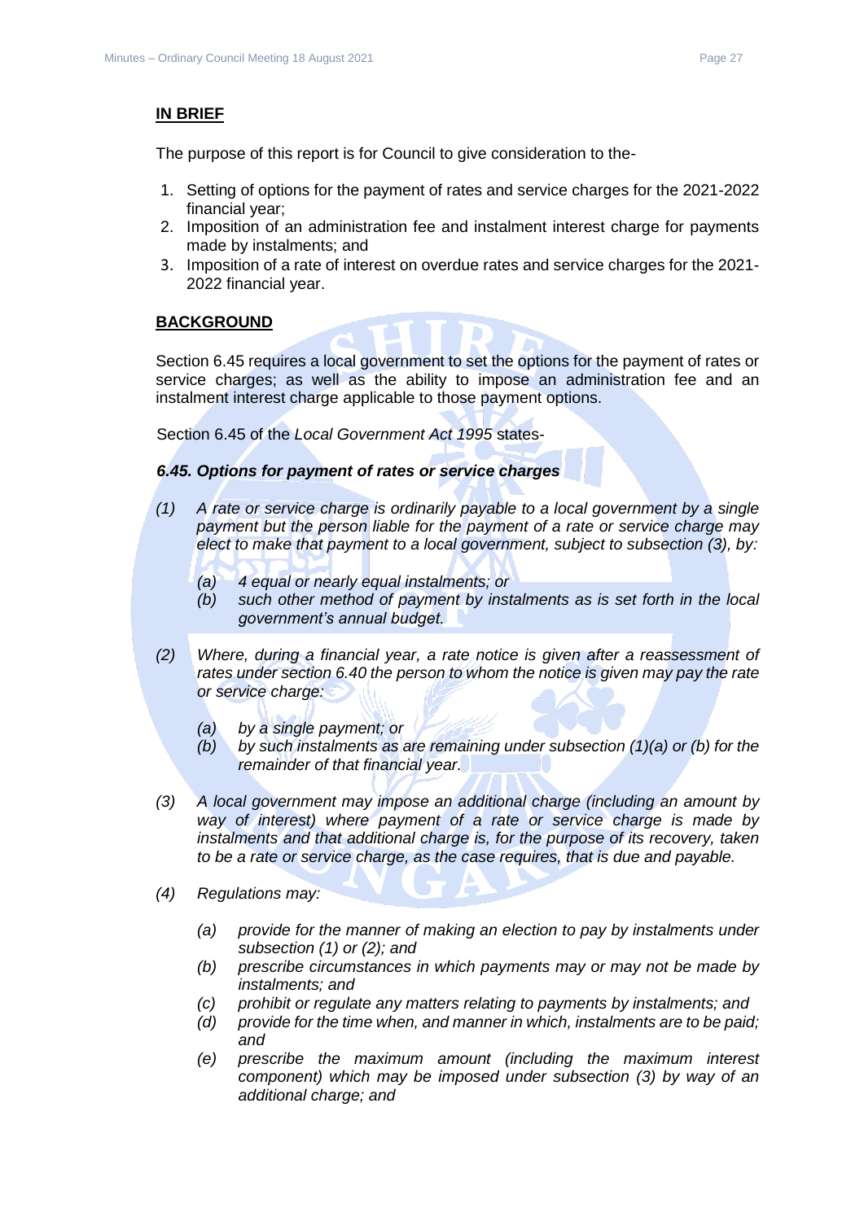**IN BRIEF**

The purpose of this report is for Council to give consideration to the-

1. Setting of options for the payment of rates and service charges for the 2021-2022 financial year;
2. Imposition of an administration fee and instalment interest charge for payments made by instalments; and
3. Imposition of a rate of interest on overdue rates and service charges for the 2021-2022 financial year.

**BACKGROUND**

Section 6.45 requires a local government to set the options for the payment of rates or service charges; as well as the ability to impose an administration fee and an instalment interest charge applicable to those payment options.

Section 6.45 of the *Local Government Act 1995* states-

***6.45. Options for payment of rates or service charges***

*(1) A rate or service charge is ordinarily payable to a local government by a single payment but the person liable for the payment of a rate or service charge may elect to make that payment to a local government, subject to subsection (3), by:*

*(a) 4 equal or nearly equal instalments; or*

*(b) such other method of payment by instalments as is set forth in the local government's annual budget.*

*(2) Where, during a financial year, a rate notice is given after a reassessment of rates under section 6.40 the person to whom the notice is given may pay the rate or service charge:*

*(a) by a single payment; or*

*(b) by such instalments as are remaining under subsection (1)(a) or (b) for the remainder of that financial year.*

*(3) A local government may impose an additional charge (including an amount by way of interest) where payment of a rate or service charge is made by instalments and that additional charge is, for the purpose of its recovery, taken to be a rate or service charge, as the case requires, that is due and payable.*

*(4) Regulations may:*

*(a) provide for the manner of making an election to pay by instalments under subsection (1) or (2); and*

*(b) prescribe circumstances in which payments may or may not be made by instalments; and*

*(c) prohibit or regulate any matters relating to payments by instalments; and*

*(d) provide for the time when, and manner in which, instalments are to be paid; and*

*(e) prescribe the maximum amount (including the maximum interest component) which may be imposed under subsection (3) by way of an additional charge; and*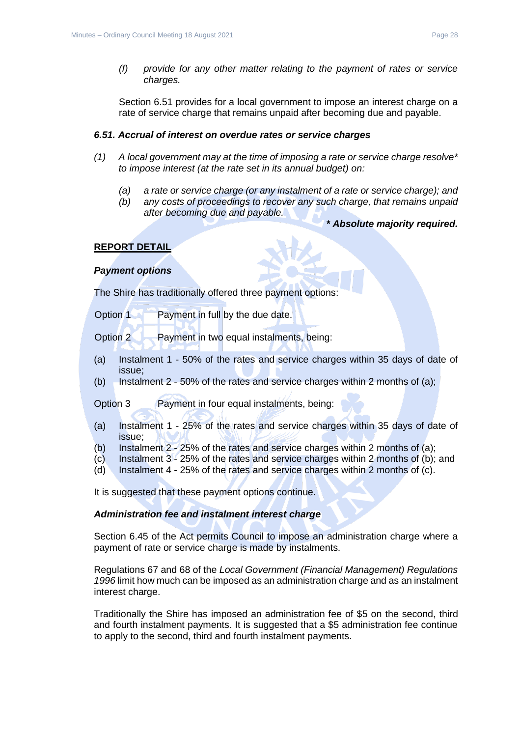*(f) provide for any other matter relating to the payment of rates or service charges.*

Section 6.51 provides for a local government to impose an interest charge on a rate of service charge that remains unpaid after becoming due and payable.

### *6.51. Accrual of interest on overdue rates or service charges*

*(1) A local government may at the time of imposing a rate or service charge resolve* to impose interest (at the rate set in its annual budget) on:*

*(a) a rate or service charge (or any instalment of a rate or service charge); and*
*(b) any costs of proceedings to recover any such charge, that remains unpaid after becoming due and payable.*

***\* Absolute majority required.***

## REPORT DETAIL

### *Payment options*

The Shire has traditionally offered three payment options:

Option 1 Payment in full by the due date.

Option 2 Payment in two equal instalments, being:

(a) Instalment 1 - 50% of the rates and service charges within 35 days of date of issue;
(b) Instalment 2 - 50% of the rates and service charges within 2 months of (a);

Option 3 Payment in four equal instalments, being:

(a) Instalment 1 - 25% of the rates and service charges within 35 days of date of issue;
(b) Instalment 2 - 25% of the rates and service charges within 2 months of (a);
(c) Instalment 3 - 25% of the rates and service charges within 2 months of (b); and
(d) Instalment 4 - 25% of the rates and service charges within 2 months of (c).

It is suggested that these payment options continue.

### *Administration fee and instalment interest charge*

Section 6.45 of the Act permits Council to impose an administration charge where a payment of rate or service charge is made by instalments.

Regulations 67 and 68 of the *Local Government (Financial Management) Regulations 1996* limit how much can be imposed as an administration charge and as an instalment interest charge.

Traditionally the Shire has imposed an administration fee of $5 on the second, third and fourth instalment payments. It is suggested that a $5 administration fee continue to apply to the second, third and fourth instalment payments.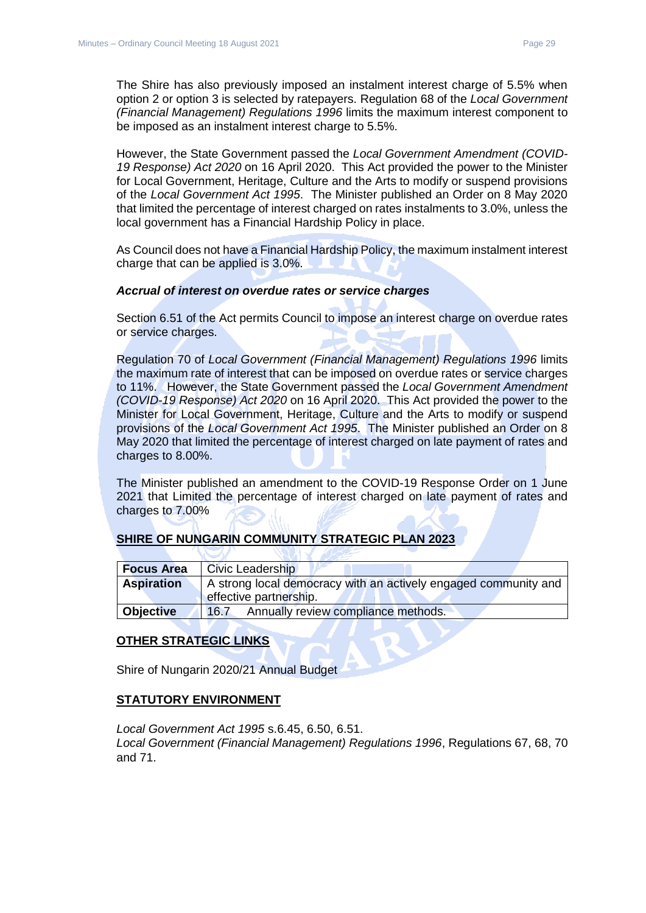The Shire has also previously imposed an instalment interest charge of 5.5% when option 2 or option 3 is selected by ratepayers. Regulation 68 of the *Local Government (Financial Management) Regulations 1996* limits the maximum interest component to be imposed as an instalment interest charge to 5.5%.

However, the State Government passed the *Local Government Amendment (COVID-19 Response) Act 2020* on 16 April 2020. This Act provided the power to the Minister for Local Government, Heritage, Culture and the Arts to modify or suspend provisions of the *Local Government Act 1995*. The Minister published an Order on 8 May 2020 that limited the percentage of interest charged on rates instalments to 3.0%, unless the local government has a Financial Hardship Policy in place.

As Council does not have a Financial Hardship Policy, the maximum instalment interest charge that can be applied is 3.0%.

***Accrual of interest on overdue rates or service charges***

Section 6.51 of the Act permits Council to impose an interest charge on overdue rates or service charges.

Regulation 70 of *Local Government (Financial Management) Regulations 1996* limits the maximum rate of interest that can be imposed on overdue rates or service charges to 11%. However, the State Government passed the *Local Government Amendment (COVID-19 Response) Act 2020* on 16 April 2020. This Act provided the power to the Minister for Local Government, Heritage, Culture and the Arts to modify or suspend provisions of the *Local Government Act 1995*. The Minister published an Order on 8 May 2020 that limited the percentage of interest charged on late payment of rates and charges to 8.00%.

The Minister published an amendment to the COVID-19 Response Order on 1 June 2021 that Limited the percentage of interest charged on late payment of rates and charges to 7.00%

## SHIRE OF NUNGARIN COMMUNITY STRATEGIC PLAN 2023

| **Focus Area** | Civic Leadership |
|---|---|
| **Aspiration** | A strong local democracy with an actively engaged community and effective partnership. |
| **Objective** | 16.7 Annually review compliance methods. |

## OTHER STRATEGIC LINKS

Shire of Nungarin 2020/21 Annual Budget

## STATUTORY ENVIRONMENT

*Local Government Act 1995* s.6.45, 6.50, 6.51.
*Local Government (Financial Management) Regulations 1996*, Regulations 67, 68, 70 and 71.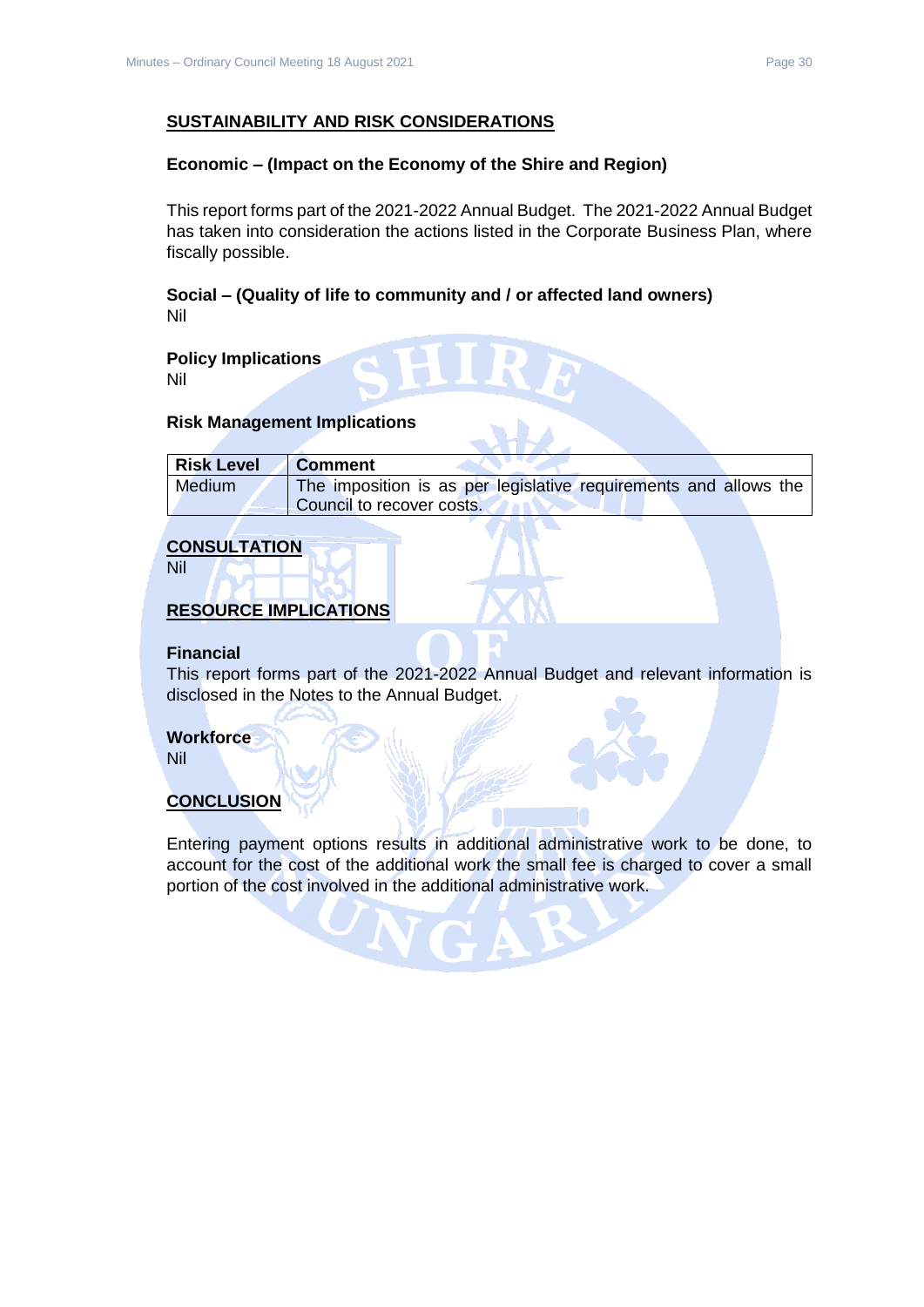## SUSTAINABILITY AND RISK CONSIDERATIONS

### Economic – (Impact on the Economy of the Shire and Region)

This report forms part of the 2021-2022 Annual Budget. The 2021-2022 Annual Budget has taken into consideration the actions listed in the Corporate Business Plan, where fiscally possible.

**Social – (Quality of life to community and / or affected land owners)**
Nil

**Policy Implications**
Nil

**Risk Management Implications**

| Risk Level | Comment |
| --- | --- |
| Medium | The imposition is as per legislative requirements and allows the Council to recover costs. |

## CONSULTATION

Nil

## RESOURCE IMPLICATIONS

**Financial**
This report forms part of the 2021-2022 Annual Budget and relevant information is disclosed in the Notes to the Annual Budget.

**Workforce**
Nil

## CONCLUSION

Entering payment options results in additional administrative work to be done, to account for the cost of the additional work the small fee is charged to cover a small portion of the cost involved in the additional administrative work.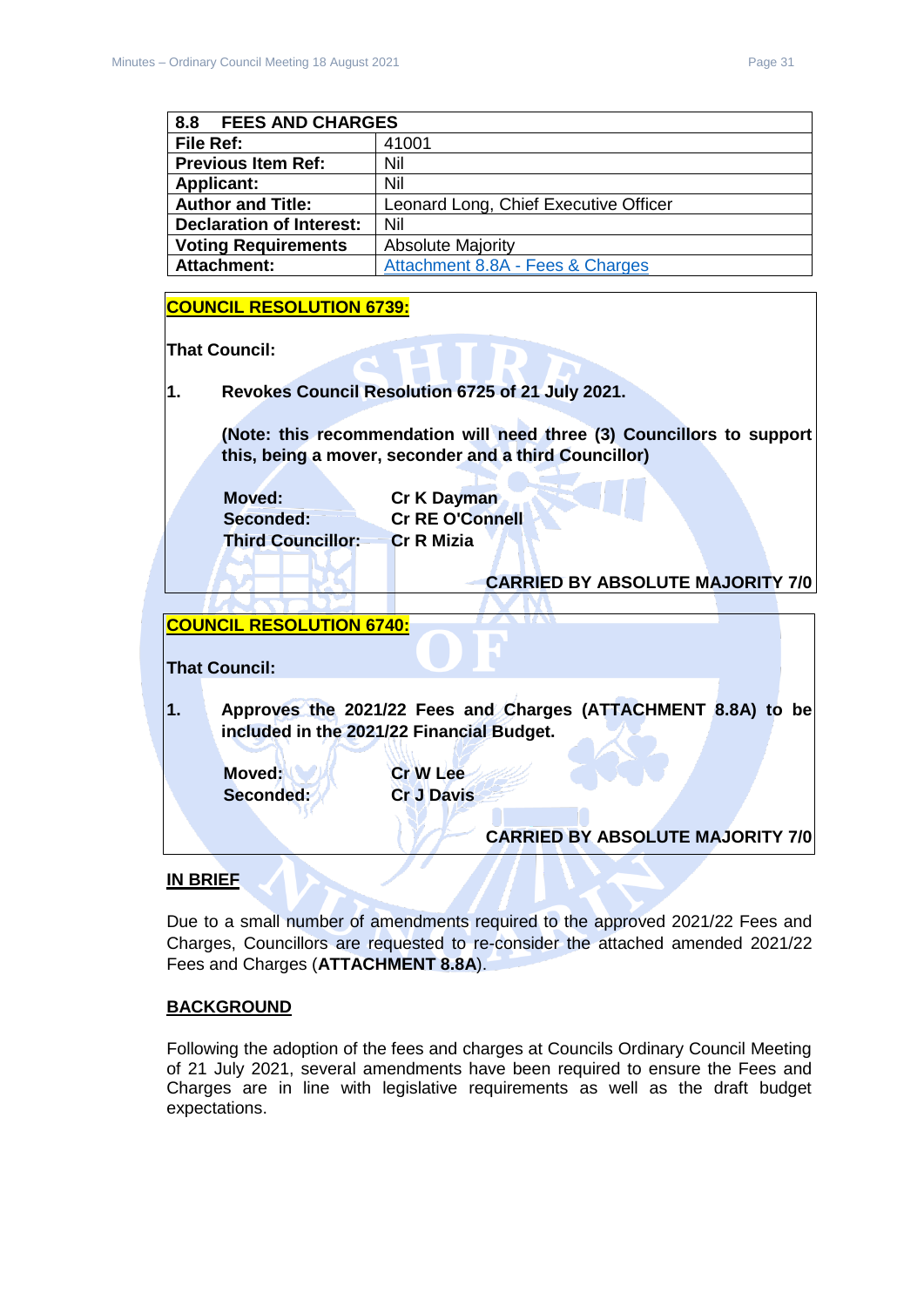| 8.8 FEES AND CHARGES | |
|---|---|
| **File Ref:** | 41001 |
| **Previous Item Ref:** | Nil |
| **Applicant:** | Nil |
| **Author and Title:** | Leonard Long, Chief Executive Officer |
| **Declaration of Interest:** | Nil |
| **Voting Requirements** | Absolute Majority |
| **Attachment:** | Attachment 8.8A - Fees & Charges |

**COUNCIL RESOLUTION 6739:**

**That Council:**

**1. Revokes Council Resolution 6725 of 21 July 2021.**

**(Note: this recommendation will need three (3) Councillors to support this, being a mover, seconder and a third Councillor)**

**Moved:** **Cr K Dayman**
**Seconded:** **Cr RE O'Connell**
**Third Councillor:** **Cr R Mizia**

**CARRIED BY ABSOLUTE MAJORITY 7/0**

**COUNCIL RESOLUTION 6740:**

**That Council:**

**1. Approves the 2021/22 Fees and Charges (ATTACHMENT 8.8A) to be included in the 2021/22 Financial Budget.**

**Moved:** **Cr W Lee**
**Seconded:** **Cr J Davis**

**CARRIED BY ABSOLUTE MAJORITY 7/0**

## IN BRIEF

Due to a small number of amendments required to the approved 2021/22 Fees and Charges, Councillors are requested to re-consider the attached amended 2021/22 Fees and Charges (**ATTACHMENT 8.8A**).

## BACKGROUND

Following the adoption of the fees and charges at Councils Ordinary Council Meeting of 21 July 2021, several amendments have been required to ensure the Fees and Charges are in line with legislative requirements as well as the draft budget expectations.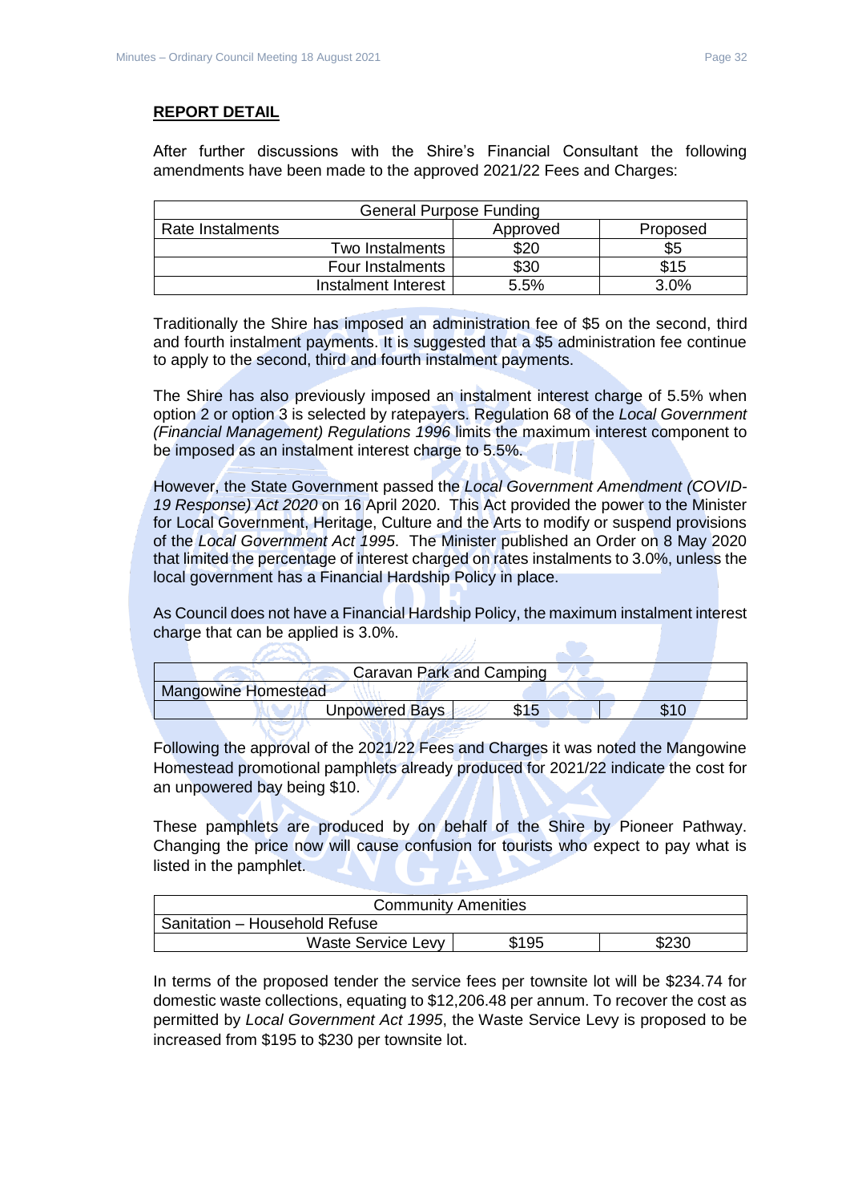## REPORT DETAIL

After further discussions with the Shire's Financial Consultant the following amendments have been made to the approved 2021/22 Fees and Charges:

| General Purpose Funding | | |
|---|---|---|
| Rate Instalments | Approved | Proposed |
| Two Instalments | $20 | $5 |
| Four Instalments | $30 | $15 |
| Instalment Interest | 5.5% | 3.0% |

Traditionally the Shire has imposed an administration fee of $5 on the second, third and fourth instalment payments. It is suggested that a $5 administration fee continue to apply to the second, third and fourth instalment payments.

The Shire has also previously imposed an instalment interest charge of 5.5% when option 2 or option 3 is selected by ratepayers. Regulation 68 of the *Local Government (Financial Management) Regulations 1996* limits the maximum interest component to be imposed as an instalment interest charge to 5.5%.

However, the State Government passed the *Local Government Amendment (COVID-19 Response) Act 2020* on 16 April 2020. This Act provided the power to the Minister for Local Government, Heritage, Culture and the Arts to modify or suspend provisions of the *Local Government Act 1995*. The Minister published an Order on 8 May 2020 that limited the percentage of interest charged on rates instalments to 3.0%, unless the local government has a Financial Hardship Policy in place.

As Council does not have a Financial Hardship Policy, the maximum instalment interest charge that can be applied is 3.0%.

| Caravan Park and Camping | | |
|---|---|---|
| Mangowine Homestead | | |
| Unpowered Bays | $15 | $10 |

Following the approval of the 2021/22 Fees and Charges it was noted the Mangowine Homestead promotional pamphlets already produced for 2021/22 indicate the cost for an unpowered bay being $10.

These pamphlets are produced by on behalf of the Shire by Pioneer Pathway. Changing the price now will cause confusion for tourists who expect to pay what is listed in the pamphlet.

| Community Amenities | | |
|---|---|---|
| Sanitation – Household Refuse | | |
| Waste Service Levy | $195 | $230 |

In terms of the proposed tender the service fees per townsite lot will be $234.74 for domestic waste collections, equating to $12,206.48 per annum. To recover the cost as permitted by *Local Government Act 1995*, the Waste Service Levy is proposed to be increased from $195 to $230 per townsite lot.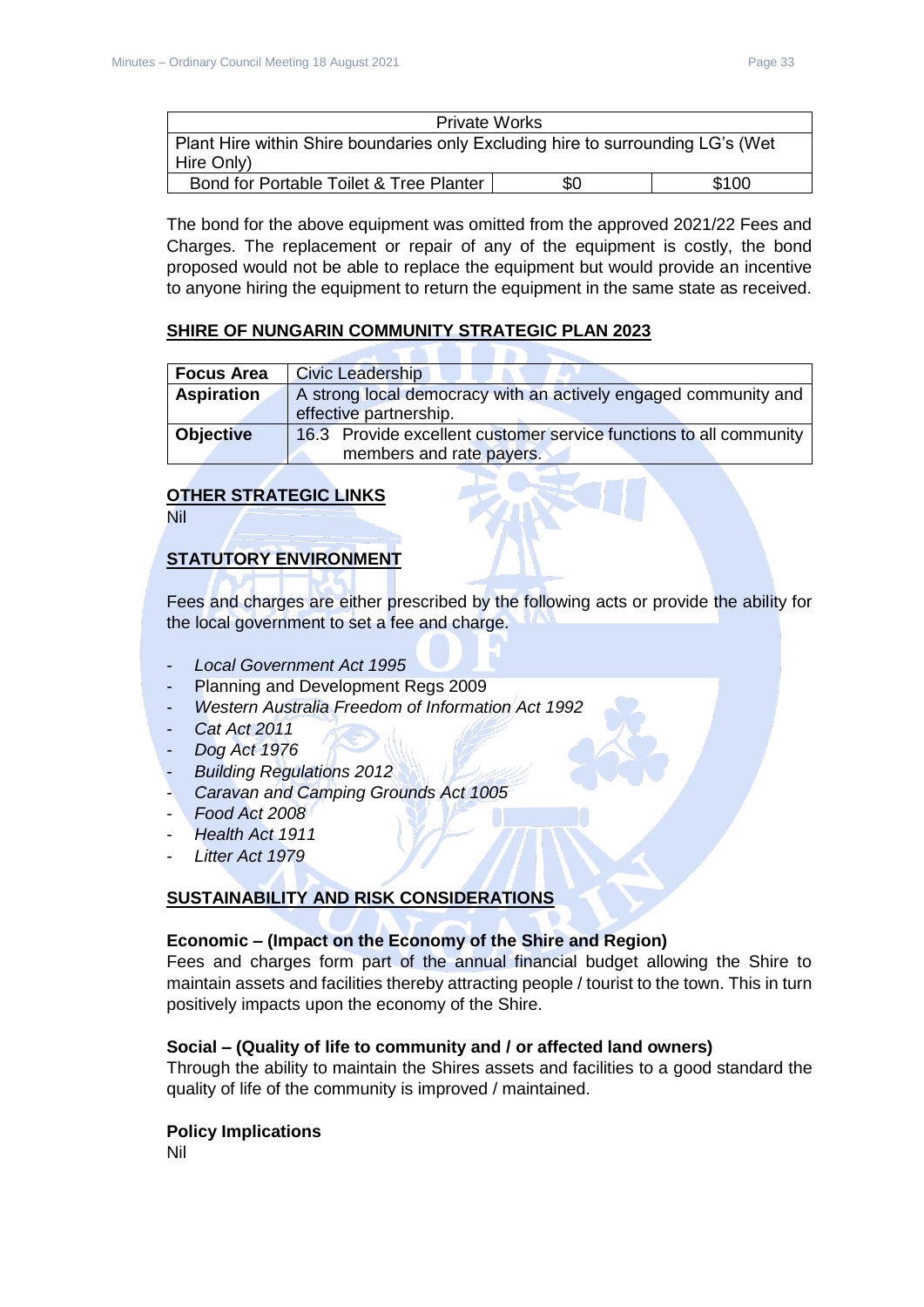| Private Works | | |
|---|---|---|
| Plant Hire within Shire boundaries only Excluding hire to surrounding LG's (Wet Hire Only) | | |
| Bond for Portable Toilet & Tree Planter | $0 | $100 |

The bond for the above equipment was omitted from the approved 2021/22 Fees and Charges. The replacement or repair of any of the equipment is costly, the bond proposed would not be able to replace the equipment but would provide an incentive to anyone hiring the equipment to return the equipment in the same state as received.

**SHIRE OF NUNGARIN COMMUNITY STRATEGIC PLAN 2023**

| **Focus Area** | Civic Leadership |
|---|---|
| **Aspiration** | A strong local democracy with an actively engaged community and effective partnership. |
| **Objective** | 16.3 Provide excellent customer service functions to all community members and rate payers. |

**OTHER STRATEGIC LINKS**

Nil

**STATUTORY ENVIRONMENT**

Fees and charges are either prescribed by the following acts or provide the ability for the local government to set a fee and charge.

- *Local Government Act 1995*
- Planning and Development Regs 2009
- *Western Australia Freedom of Information Act 1992*
- *Cat Act 2011*
- *Dog Act 1976*
- *Building Regulations 2012*
- *Caravan and Camping Grounds Act 1005*
- *Food Act 2008*
- *Health Act 1911*
- *Litter Act 1979*

**SUSTAINABILITY AND RISK CONSIDERATIONS**

**Economic – (Impact on the Economy of the Shire and Region)**

Fees and charges form part of the annual financial budget allowing the Shire to maintain assets and facilities thereby attracting people / tourist to the town. This in turn positively impacts upon the economy of the Shire.

**Social – (Quality of life to community and / or affected land owners)**

Through the ability to maintain the Shires assets and facilities to a good standard the quality of life of the community is improved / maintained.

**Policy Implications**

Nil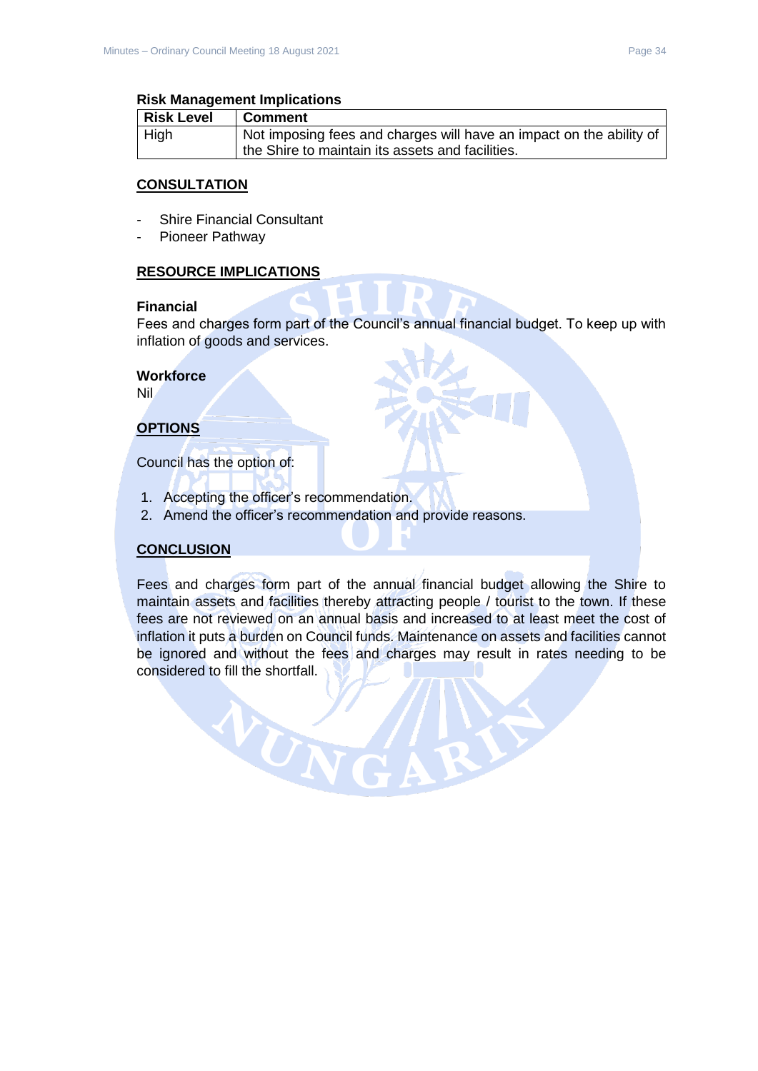**Risk Management Implications**

| Risk Level | Comment |
|---|---|
| High | Not imposing fees and charges will have an impact on the ability of the Shire to maintain its assets and facilities. |

## CONSULTATION

- Shire Financial Consultant
- Pioneer Pathway

## RESOURCE IMPLICATIONS

**Financial**

Fees and charges form part of the Council's annual financial budget. To keep up with inflation of goods and services.

**Workforce**

Nil

## OPTIONS

Council has the option of:

1. Accepting the officer's recommendation.
2. Amend the officer's recommendation and provide reasons.

## CONCLUSION

Fees and charges form part of the annual financial budget allowing the Shire to maintain assets and facilities thereby attracting people / tourist to the town. If these fees are not reviewed on an annual basis and increased to at least meet the cost of inflation it puts a burden on Council funds. Maintenance on assets and facilities cannot be ignored and without the fees and charges may result in rates needing to be considered to fill the shortfall.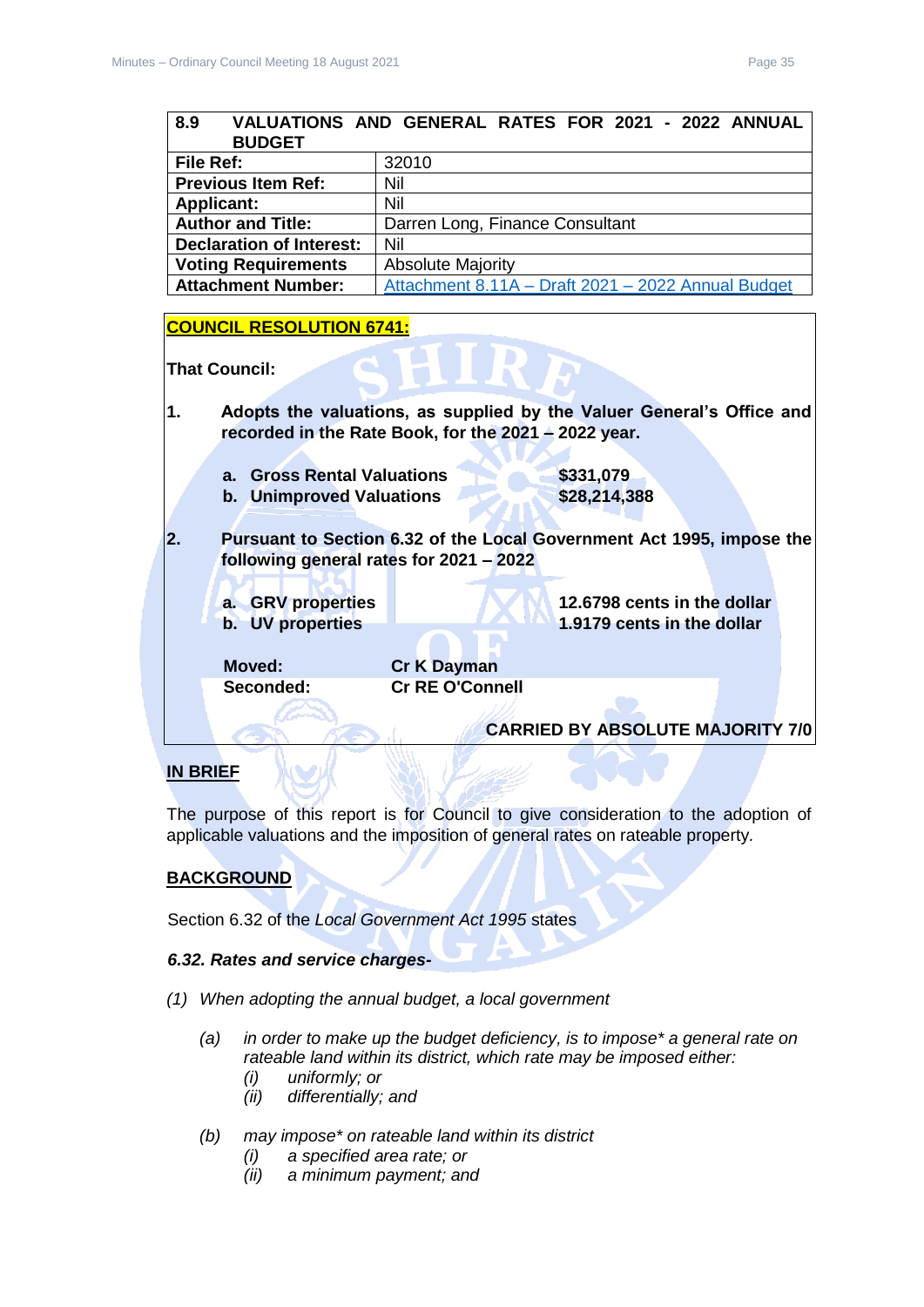| 8.9 VALUATIONS AND GENERAL RATES FOR 2021 - 2022 ANNUAL BUDGET | |
|---|---|
| **File Ref:** | 32010 |
| **Previous Item Ref:** | Nil |
| **Applicant:** | Nil |
| **Author and Title:** | Darren Long, Finance Consultant |
| **Declaration of Interest:** | Nil |
| **Voting Requirements** | Absolute Majority |
| **Attachment Number:** | Attachment 8.11A – Draft 2021 – 2022 Annual Budget |

**COUNCIL RESOLUTION 6741:**

**That Council:**

**1. Adopts the valuations, as supplied by the Valuer General's Office and recorded in the Rate Book, for the 2021 – 2022 year.**

- **a. Gross Rental Valuations $331,079**
- **b. Unimproved Valuations $28,214,388**

**2. Pursuant to Section 6.32 of the Local Government Act 1995, impose the following general rates for 2021 – 2022**

- **a. GRV properties 12.6798 cents in the dollar**
- **b. UV properties 1.9179 cents in the dollar**

**Moved: Cr K Dayman**
**Seconded: Cr RE O'Connell**

**CARRIED BY ABSOLUTE MAJORITY 7/0**

## IN BRIEF

The purpose of this report is for Council to give consideration to the adoption of applicable valuations and the imposition of general rates on rateable property.

## BACKGROUND

Section 6.32 of the *Local Government Act 1995* states

***6.32. Rates and service charges-***

*(1) When adopting the annual budget, a local government*

*(a) in order to make up the budget deficiency, is to impose* a general rate on rateable land within its district, which rate may be imposed either:*
*(i) uniformly; or*
*(ii) differentially; and*

*(b) may impose* on rateable land within its district*
*(i) a specified area rate; or*
*(ii) a minimum payment; and*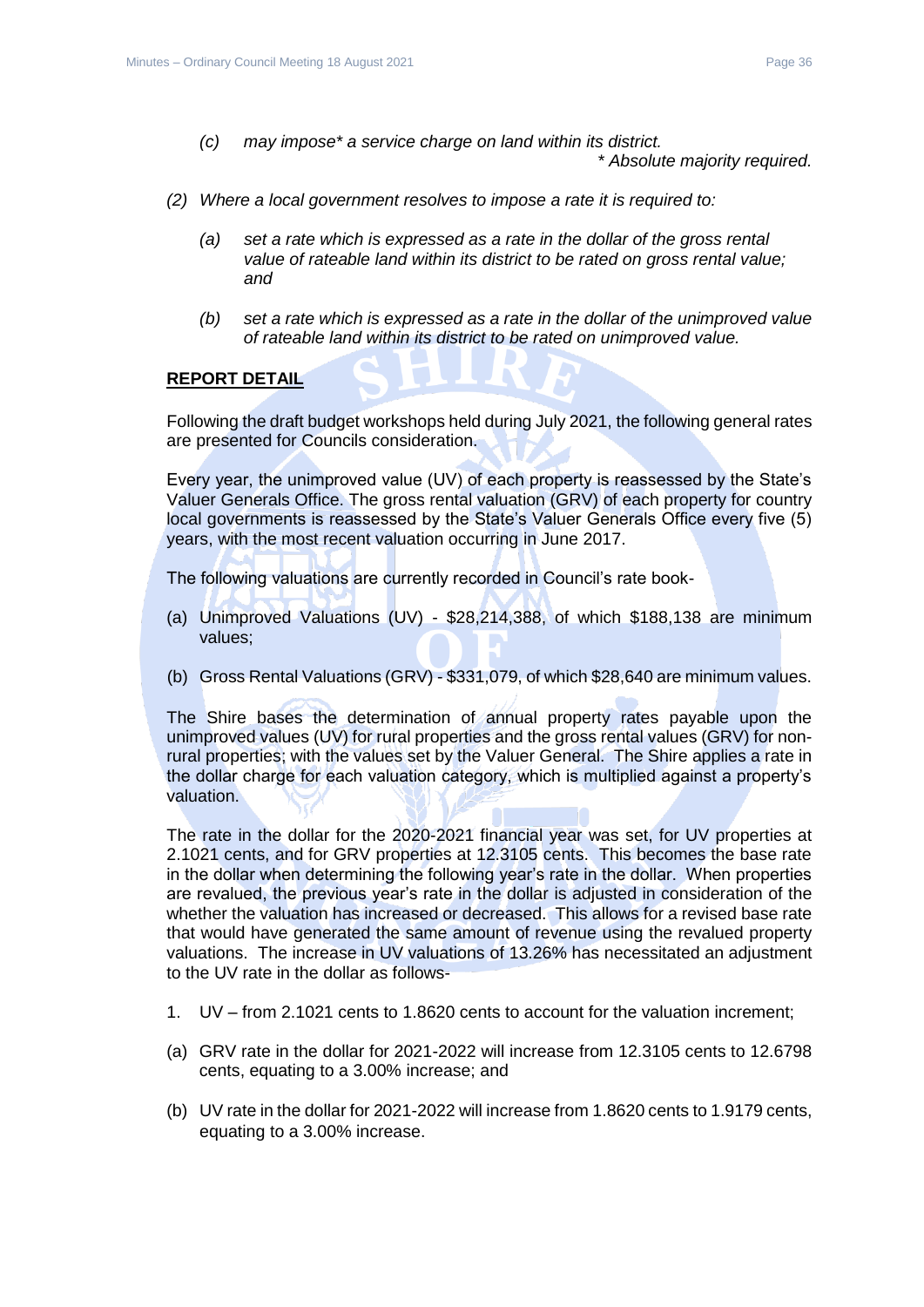*(c) may impose* a service charge on land within its district.*

*\* Absolute majority required.*

*(2) Where a local government resolves to impose a rate it is required to:*

*(a) set a rate which is expressed as a rate in the dollar of the gross rental value of rateable land within its district to be rated on gross rental value; and*

*(b) set a rate which is expressed as a rate in the dollar of the unimproved value of rateable land within its district to be rated on unimproved value.*

**REPORT DETAIL**

Following the draft budget workshops held during July 2021, the following general rates are presented for Councils consideration.

Every year, the unimproved value (UV) of each property is reassessed by the State's Valuer Generals Office. The gross rental valuation (GRV) of each property for country local governments is reassessed by the State's Valuer Generals Office every five (5) years, with the most recent valuation occurring in June 2017.

The following valuations are currently recorded in Council's rate book-

(a) Unimproved Valuations (UV) - $28,214,388, of which $188,138 are minimum values;

(b) Gross Rental Valuations (GRV) - $331,079, of which $28,640 are minimum values.

The Shire bases the determination of annual property rates payable upon the unimproved values (UV) for rural properties and the gross rental values (GRV) for non-rural properties; with the values set by the Valuer General. The Shire applies a rate in the dollar charge for each valuation category, which is multiplied against a property's valuation.

The rate in the dollar for the 2020-2021 financial year was set, for UV properties at 2.1021 cents, and for GRV properties at 12.3105 cents. This becomes the base rate in the dollar when determining the following year's rate in the dollar. When properties are revalued, the previous year's rate in the dollar is adjusted in consideration of the whether the valuation has increased or decreased. This allows for a revised base rate that would have generated the same amount of revenue using the revalued property valuations. The increase in UV valuations of 13.26% has necessitated an adjustment to the UV rate in the dollar as follows-

1. UV – from 2.1021 cents to 1.8620 cents to account for the valuation increment;

(a) GRV rate in the dollar for 2021-2022 will increase from 12.3105 cents to 12.6798 cents, equating to a 3.00% increase; and

(b) UV rate in the dollar for 2021-2022 will increase from 1.8620 cents to 1.9179 cents, equating to a 3.00% increase.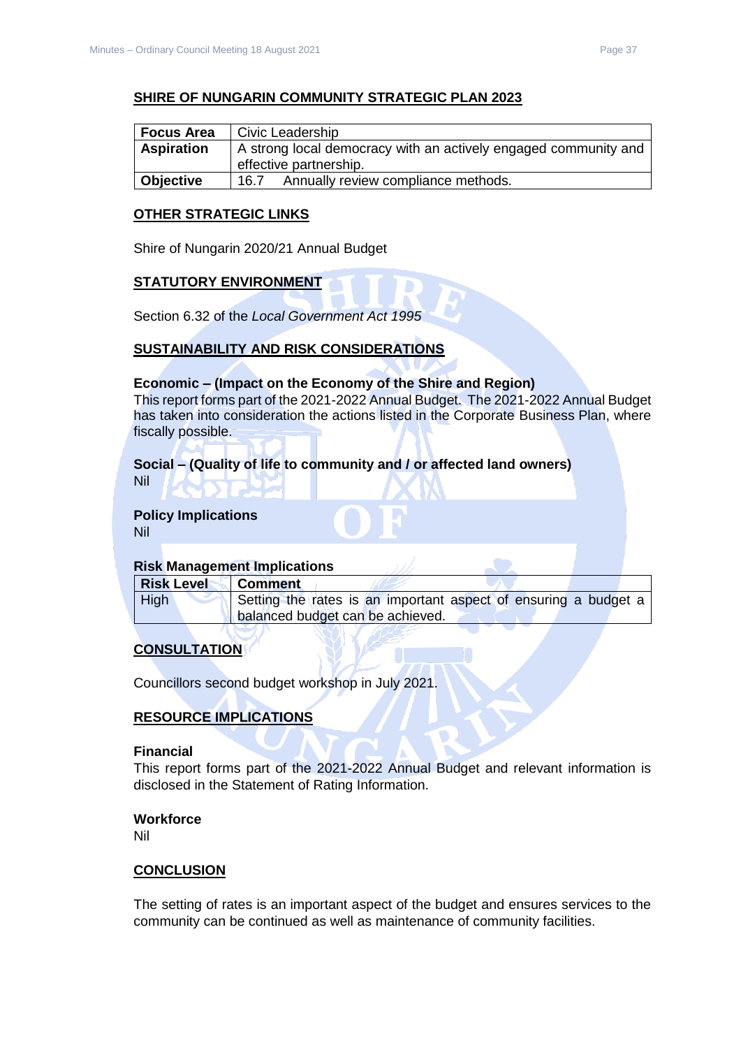## SHIRE OF NUNGARIN COMMUNITY STRATEGIC PLAN 2023

| **Focus Area** | Civic Leadership |
|---|---|
| **Aspiration** | A strong local democracy with an actively engaged community and effective partnership. |
| **Objective** | 16.7 Annually review compliance methods. |

## OTHER STRATEGIC LINKS

Shire of Nungarin 2020/21 Annual Budget

## STATUTORY ENVIRONMENT

Section 6.32 of the *Local Government Act 1995*

## SUSTAINABILITY AND RISK CONSIDERATIONS

**Economic – (Impact on the Economy of the Shire and Region)**
This report forms part of the 2021-2022 Annual Budget. The 2021-2022 Annual Budget has taken into consideration the actions listed in the Corporate Business Plan, where fiscally possible.

**Social – (Quality of life to community and / or affected land owners)**
Nil

**Policy Implications**
Nil

**Risk Management Implications**

| **Risk Level** | **Comment** |
|---|---|
| High | Setting the rates is an important aspect of ensuring a budget a balanced budget can be achieved. |

## CONSULTATION

Councillors second budget workshop in July 2021.

## RESOURCE IMPLICATIONS

**Financial**
This report forms part of the 2021-2022 Annual Budget and relevant information is disclosed in the Statement of Rating Information.

**Workforce**
Nil

## CONCLUSION

The setting of rates is an important aspect of the budget and ensures services to the community can be continued as well as maintenance of community facilities.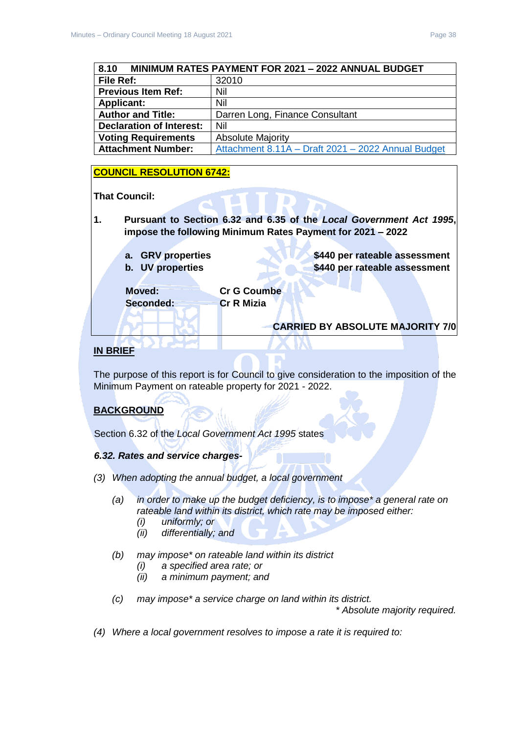| 8.10 MINIMUM RATES PAYMENT FOR 2021 – 2022 ANNUAL BUDGET | |
|---|---|
| **File Ref:** | 32010 |
| **Previous Item Ref:** | Nil |
| **Applicant:** | Nil |
| **Author and Title:** | Darren Long, Finance Consultant |
| **Declaration of Interest:** | Nil |
| **Voting Requirements** | Absolute Majority |
| **Attachment Number:** | Attachment 8.11A – Draft 2021 – 2022 Annual Budget |

**COUNCIL RESOLUTION 6742:**

**That Council:**

**1. Pursuant to Section 6.32 and 6.35 of the *Local Government Act 1995*, impose the following Minimum Rates Payment for 2021 – 2022**

**a. GRV properties $440 per rateable assessment**
**b. UV properties $440 per rateable assessment**

**Moved: Cr G Coumbe**
**Seconded: Cr R Mizia**

**CARRIED BY ABSOLUTE MAJORITY 7/0**

**IN BRIEF**

The purpose of this report is for Council to give consideration to the imposition of the Minimum Payment on rateable property for 2021 - 2022.

**BACKGROUND**

Section 6.32 of the *Local Government Act 1995* states

***6.32. Rates and service charges-***

*(3) When adopting the annual budget, a local government*

*(a) in order to make up the budget deficiency, is to impose\* a general rate on rateable land within its district, which rate may be imposed either:*
*(i) uniformly; or*
*(ii) differentially; and*

*(b) may impose\* on rateable land within its district*
*(i) a specified area rate; or*
*(ii) a minimum payment; and*

*(c) may impose\* a service charge on land within its district.*

*\* Absolute majority required.*

*(4) Where a local government resolves to impose a rate it is required to:*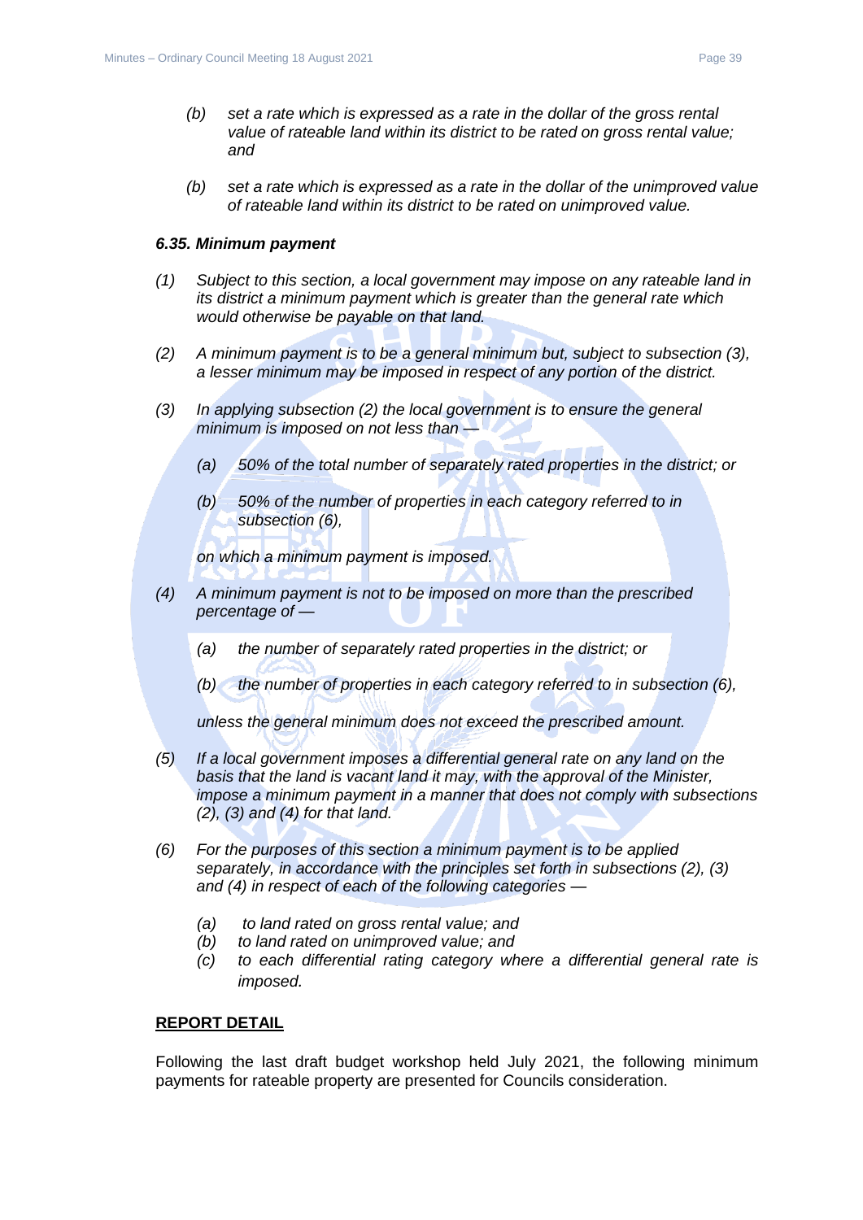*(b) set a rate which is expressed as a rate in the dollar of the gross rental value of rateable land within its district to be rated on gross rental value; and*

*(b) set a rate which is expressed as a rate in the dollar of the unimproved value of rateable land within its district to be rated on unimproved value.*

***6.35. Minimum payment***

*(1) Subject to this section, a local government may impose on any rateable land in its district a minimum payment which is greater than the general rate which would otherwise be payable on that land.*

*(2) A minimum payment is to be a general minimum but, subject to subsection (3), a lesser minimum may be imposed in respect of any portion of the district.*

*(3) In applying subsection (2) the local government is to ensure the general minimum is imposed on not less than —*

*(a) 50% of the total number of separately rated properties in the district; or*

*(b) 50% of the number of properties in each category referred to in subsection (6),*

*on which a minimum payment is imposed.*

*(4) A minimum payment is not to be imposed on more than the prescribed percentage of —*

*(a) the number of separately rated properties in the district; or*

*(b) the number of properties in each category referred to in subsection (6),*

*unless the general minimum does not exceed the prescribed amount.*

*(5) If a local government imposes a differential general rate on any land on the basis that the land is vacant land it may, with the approval of the Minister, impose a minimum payment in a manner that does not comply with subsections (2), (3) and (4) for that land.*

*(6) For the purposes of this section a minimum payment is to be applied separately, in accordance with the principles set forth in subsections (2), (3) and (4) in respect of each of the following categories —*

*(a) to land rated on gross rental value; and*
*(b) to land rated on unimproved value; and*
*(c) to each differential rating category where a differential general rate is imposed.*

**REPORT DETAIL**

Following the last draft budget workshop held July 2021, the following minimum payments for rateable property are presented for Councils consideration.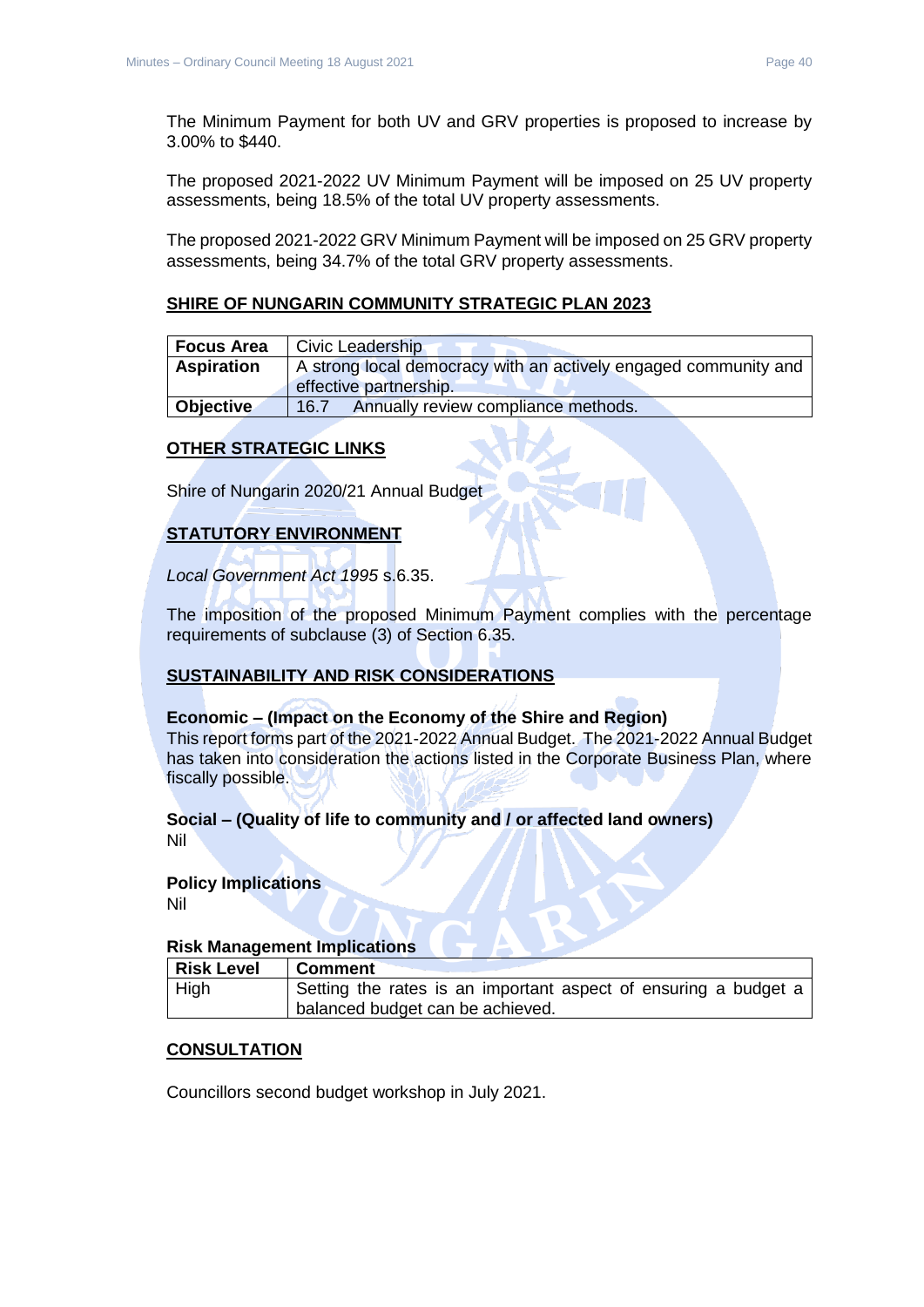The Minimum Payment for both UV and GRV properties is proposed to increase by 3.00% to $440.

The proposed 2021-2022 UV Minimum Payment will be imposed on 25 UV property assessments, being 18.5% of the total UV property assessments.

The proposed 2021-2022 GRV Minimum Payment will be imposed on 25 GRV property assessments, being 34.7% of the total GRV property assessments.

## SHIRE OF NUNGARIN COMMUNITY STRATEGIC PLAN 2023

| **Focus Area** | Civic Leadership |
|---|---|
| **Aspiration** | A strong local democracy with an actively engaged community and effective partnership. |
| **Objective** | 16.7 Annually review compliance methods. |

## OTHER STRATEGIC LINKS

Shire of Nungarin 2020/21 Annual Budget

## STATUTORY ENVIRONMENT

*Local Government Act 1995* s.6.35.

The imposition of the proposed Minimum Payment complies with the percentage requirements of subclause (3) of Section 6.35.

## SUSTAINABILITY AND RISK CONSIDERATIONS

**Economic – (Impact on the Economy of the Shire and Region)**
This report forms part of the 2021-2022 Annual Budget. The 2021-2022 Annual Budget has taken into consideration the actions listed in the Corporate Business Plan, where fiscally possible.

**Social – (Quality of life to community and / or affected land owners)**
Nil

**Policy Implications**
Nil

**Risk Management Implications**

| **Risk Level** | **Comment** |
|---|---|
| High | Setting the rates is an important aspect of ensuring a budget a balanced budget can be achieved. |

## CONSULTATION

Councillors second budget workshop in July 2021.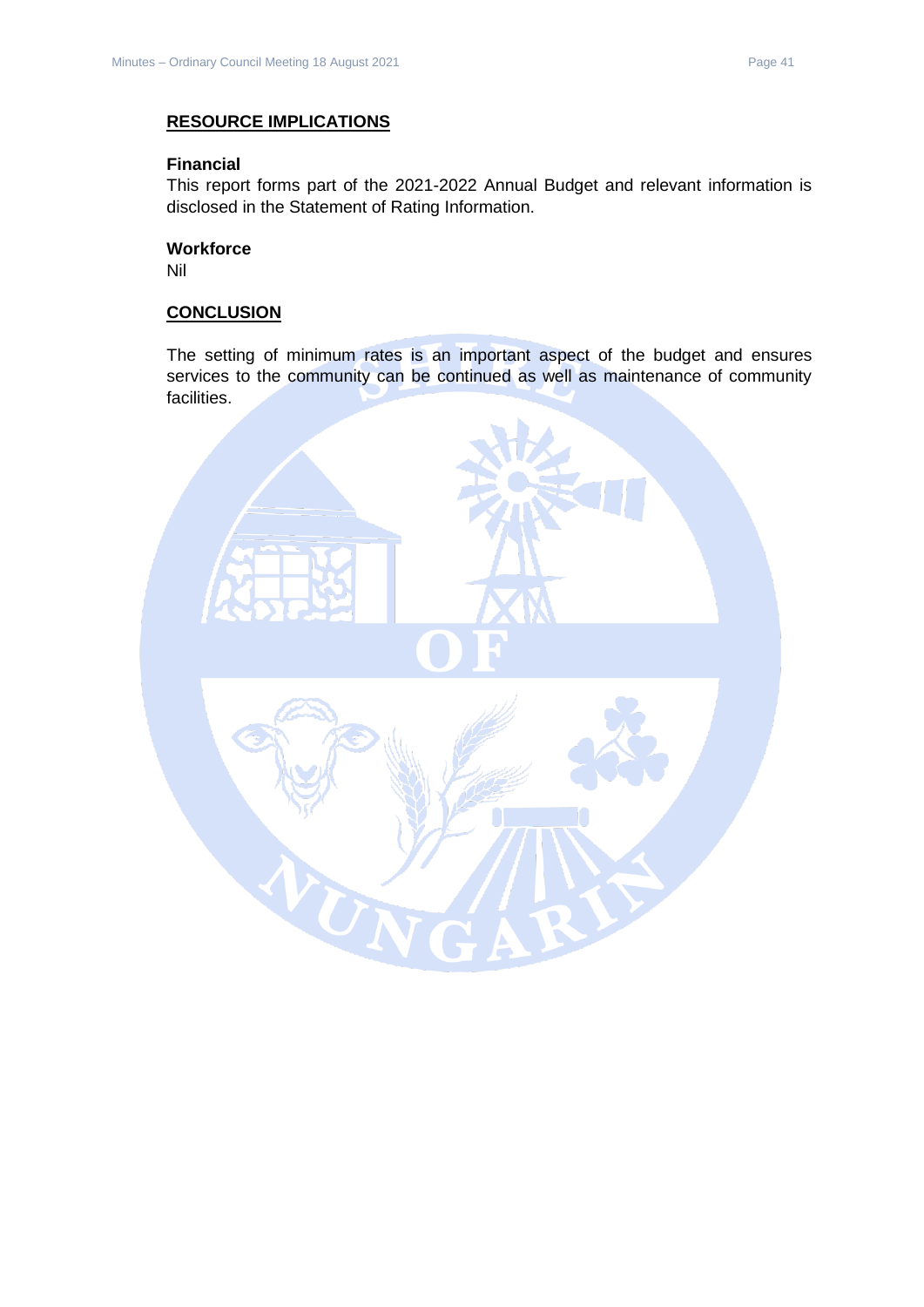## RESOURCE IMPLICATIONS

**Financial**
This report forms part of the 2021-2022 Annual Budget and relevant information is disclosed in the Statement of Rating Information.

**Workforce**
Nil

## CONCLUSION

The setting of minimum rates is an important aspect of the budget and ensures services to the community can be continued as well as maintenance of community facilities.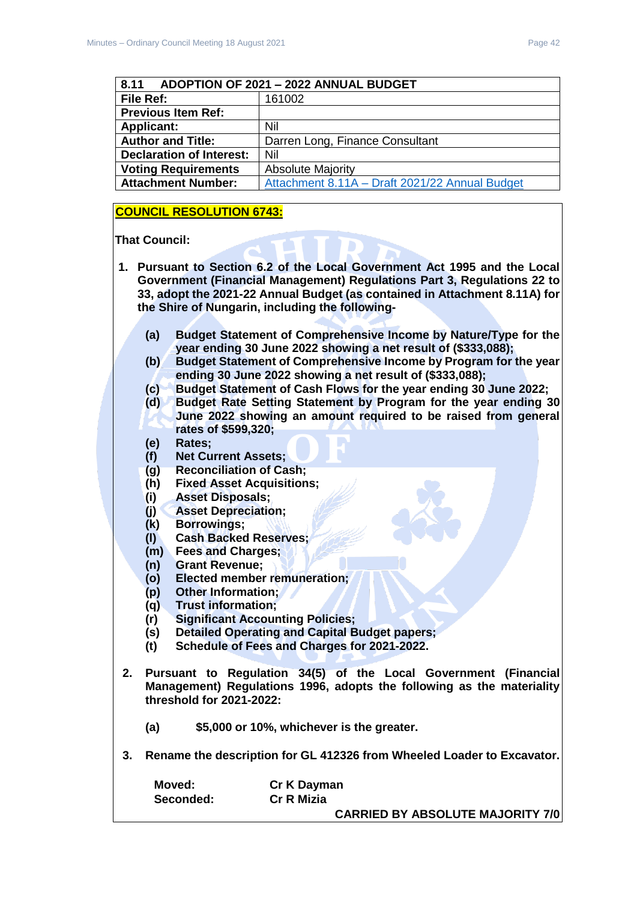| 8.11 ADOPTION OF 2021 – 2022 ANNUAL BUDGET | |
|---|---|
| **File Ref:** | 161002 |
| **Previous Item Ref:** | |
| **Applicant:** | Nil |
| **Author and Title:** | Darren Long, Finance Consultant |
| **Declaration of Interest:** | Nil |
| **Voting Requirements** | Absolute Majority |
| **Attachment Number:** | Attachment 8.11A – Draft 2021/22 Annual Budget |

**COUNCIL RESOLUTION 6743:**

**That Council:**

1. **Pursuant to Section 6.2 of the Local Government Act 1995 and the Local Government (Financial Management) Regulations Part 3, Regulations 22 to 33, adopt the 2021-22 Annual Budget (as contained in Attachment 8.11A) for the Shire of Nungarin, including the following-**

   **(a) Budget Statement of Comprehensive Income by Nature/Type for the year ending 30 June 2022 showing a net result of ($333,088);**
   **(b) Budget Statement of Comprehensive Income by Program for the year ending 30 June 2022 showing a net result of ($333,088);**
   **(c) Budget Statement of Cash Flows for the year ending 30 June 2022;**
   **(d) Budget Rate Setting Statement by Program for the year ending 30 June 2022 showing an amount required to be raised from general rates of $599,320;**
   **(e) Rates;**
   **(f) Net Current Assets;**
   **(g) Reconciliation of Cash;**
   **(h) Fixed Asset Acquisitions;**
   **(i) Asset Disposals;**
   **(j) Asset Depreciation;**
   **(k) Borrowings;**
   **(l) Cash Backed Reserves;**
   **(m) Fees and Charges;**
   **(n) Grant Revenue;**
   **(o) Elected member remuneration;**
   **(p) Other Information;**
   **(q) Trust information;**
   **(r) Significant Accounting Policies;**
   **(s) Detailed Operating and Capital Budget papers;**
   **(t) Schedule of Fees and Charges for 2021-2022.**

2. **Pursuant to Regulation 34(5) of the Local Government (Financial Management) Regulations 1996, adopts the following as the materiality threshold for 2021-2022:**

   **(a) $5,000 or 10%, whichever is the greater.**

3. **Rename the description for GL 412326 from Wheeled Loader to Excavator.**

**Moved:** Cr K Dayman
**Seconded:** Cr R Mizia

**CARRIED BY ABSOLUTE MAJORITY 7/0**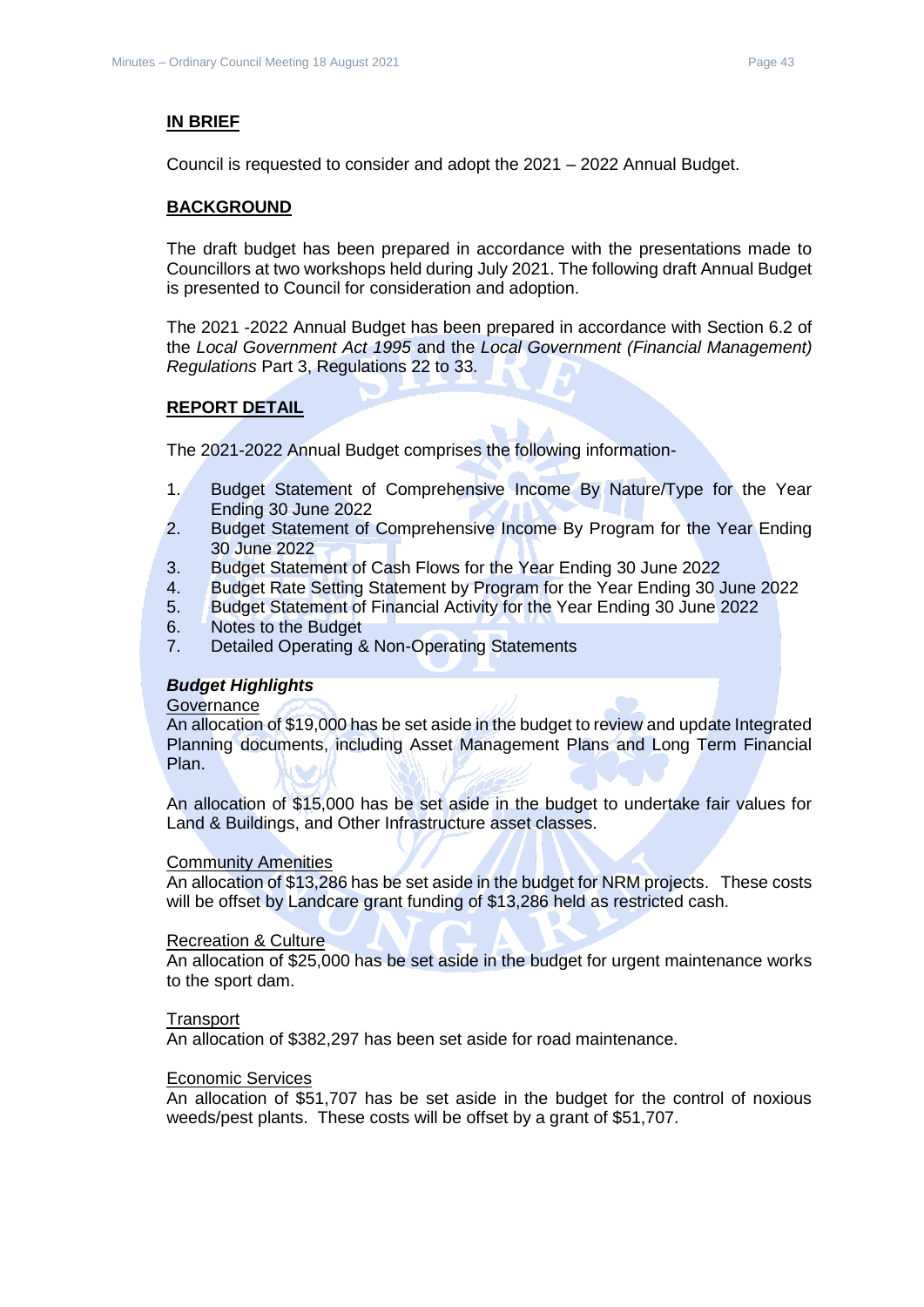## IN BRIEF

Council is requested to consider and adopt the 2021 – 2022 Annual Budget.

## BACKGROUND

The draft budget has been prepared in accordance with the presentations made to Councillors at two workshops held during July 2021. The following draft Annual Budget is presented to Council for consideration and adoption.

The 2021 -2022 Annual Budget has been prepared in accordance with Section 6.2 of the *Local Government Act 1995* and the *Local Government (Financial Management) Regulations* Part 3, Regulations 22 to 33.

## REPORT DETAIL

The 2021-2022 Annual Budget comprises the following information-

1. Budget Statement of Comprehensive Income By Nature/Type for the Year Ending 30 June 2022
2. Budget Statement of Comprehensive Income By Program for the Year Ending 30 June 2022
3. Budget Statement of Cash Flows for the Year Ending 30 June 2022
4. Budget Rate Setting Statement by Program for the Year Ending 30 June 2022
5. Budget Statement of Financial Activity for the Year Ending 30 June 2022
6. Notes to the Budget
7. Detailed Operating & Non-Operating Statements

### *Budget Highlights*

Governance

An allocation of $19,000 has be set aside in the budget to review and update Integrated Planning documents, including Asset Management Plans and Long Term Financial Plan.

An allocation of $15,000 has be set aside in the budget to undertake fair values for Land & Buildings, and Other Infrastructure asset classes.

Community Amenities

An allocation of $13,286 has be set aside in the budget for NRM projects. These costs will be offset by Landcare grant funding of $13,286 held as restricted cash.

Recreation & Culture

An allocation of $25,000 has be set aside in the budget for urgent maintenance works to the sport dam.

Transport

An allocation of $382,297 has been set aside for road maintenance.

Economic Services

An allocation of $51,707 has be set aside in the budget for the control of noxious weeds/pest plants. These costs will be offset by a grant of $51,707.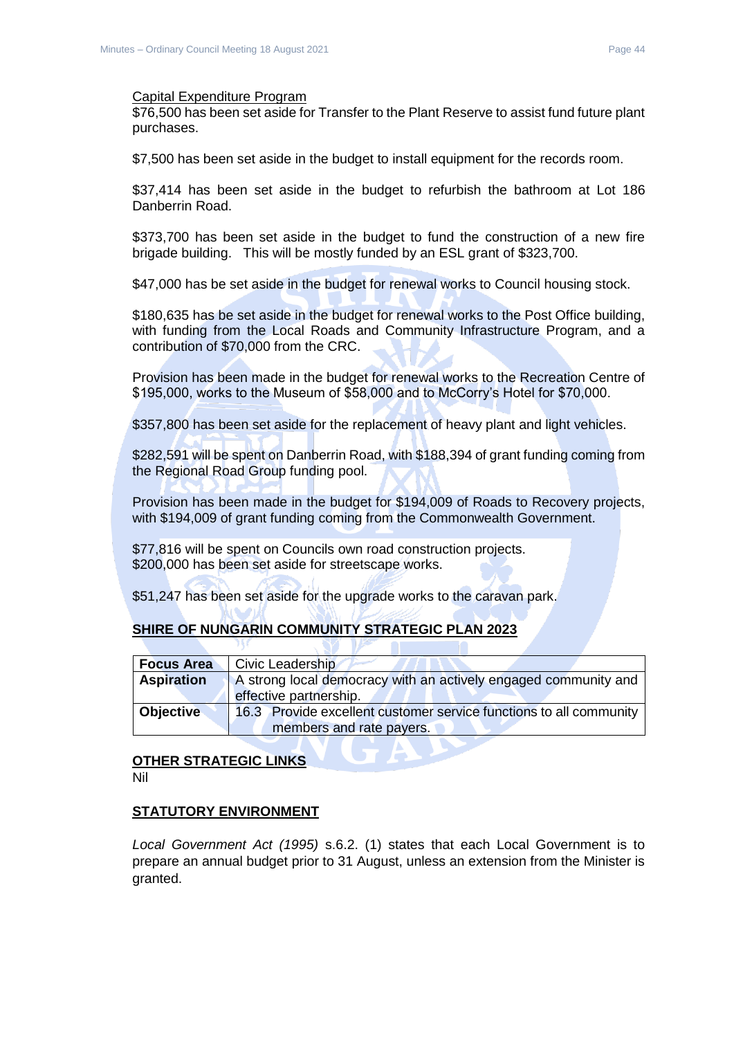Capital Expenditure Program

$76,500 has been set aside for Transfer to the Plant Reserve to assist fund future plant purchases.

$7,500 has been set aside in the budget to install equipment for the records room.

$37,414 has been set aside in the budget to refurbish the bathroom at Lot 186 Danberrin Road.

$373,700 has been set aside in the budget to fund the construction of a new fire brigade building. This will be mostly funded by an ESL grant of $323,700.

$47,000 has be set aside in the budget for renewal works to Council housing stock.

$180,635 has be set aside in the budget for renewal works to the Post Office building, with funding from the Local Roads and Community Infrastructure Program, and a contribution of $70,000 from the CRC.

Provision has been made in the budget for renewal works to the Recreation Centre of $195,000, works to the Museum of $58,000 and to McCorry's Hotel for $70,000.

$357,800 has been set aside for the replacement of heavy plant and light vehicles.

$282,591 will be spent on Danberrin Road, with $188,394 of grant funding coming from the Regional Road Group funding pool.

Provision has been made in the budget for $194,009 of Roads to Recovery projects, with $194,009 of grant funding coming from the Commonwealth Government.

$77,816 will be spent on Councils own road construction projects.
$200,000 has been set aside for streetscape works.

$51,247 has been set aside for the upgrade works to the caravan park.

## SHIRE OF NUNGARIN COMMUNITY STRATEGIC PLAN 2023

| **Focus Area** | Civic Leadership |
|---|---|
| **Aspiration** | A strong local democracy with an actively engaged community and effective partnership. |
| **Objective** | 16.3 Provide excellent customer service functions to all community members and rate payers. |

## OTHER STRATEGIC LINKS

Nil

## STATUTORY ENVIRONMENT

*Local Government Act (1995)* s.6.2. (1) states that each Local Government is to prepare an annual budget prior to 31 August, unless an extension from the Minister is granted.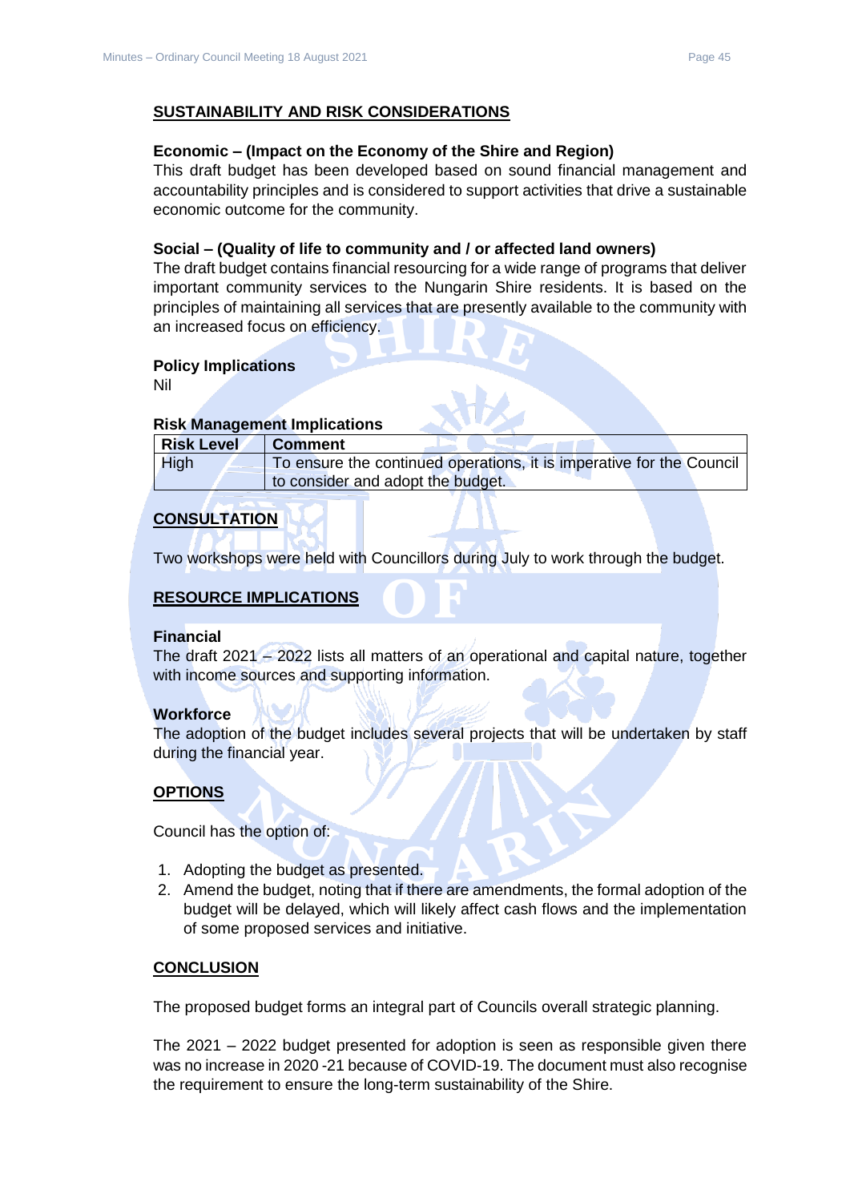## SUSTAINABILITY AND RISK CONSIDERATIONS

**Economic – (Impact on the Economy of the Shire and Region)**
This draft budget has been developed based on sound financial management and accountability principles and is considered to support activities that drive a sustainable economic outcome for the community.

**Social – (Quality of life to community and / or affected land owners)**
The draft budget contains financial resourcing for a wide range of programs that deliver important community services to the Nungarin Shire residents. It is based on the principles of maintaining all services that are presently available to the community with an increased focus on efficiency.

**Policy Implications**
Nil

**Risk Management Implications**

| Risk Level | Comment |
| --- | --- |
| High | To ensure the continued operations, it is imperative for the Council to consider and adopt the budget. |

## CONSULTATION

Two workshops were held with Councillors during July to work through the budget.

## RESOURCE IMPLICATIONS

**Financial**
The draft 2021 – 2022 lists all matters of an operational and capital nature, together with income sources and supporting information.

**Workforce**
The adoption of the budget includes several projects that will be undertaken by staff during the financial year.

## OPTIONS

Council has the option of:

1. Adopting the budget as presented.
2. Amend the budget, noting that if there are amendments, the formal adoption of the budget will be delayed, which will likely affect cash flows and the implementation of some proposed services and initiative.

## CONCLUSION

The proposed budget forms an integral part of Councils overall strategic planning.

The 2021 – 2022 budget presented for adoption is seen as responsible given there was no increase in 2020 -21 because of COVID-19. The document must also recognise the requirement to ensure the long-term sustainability of the Shire.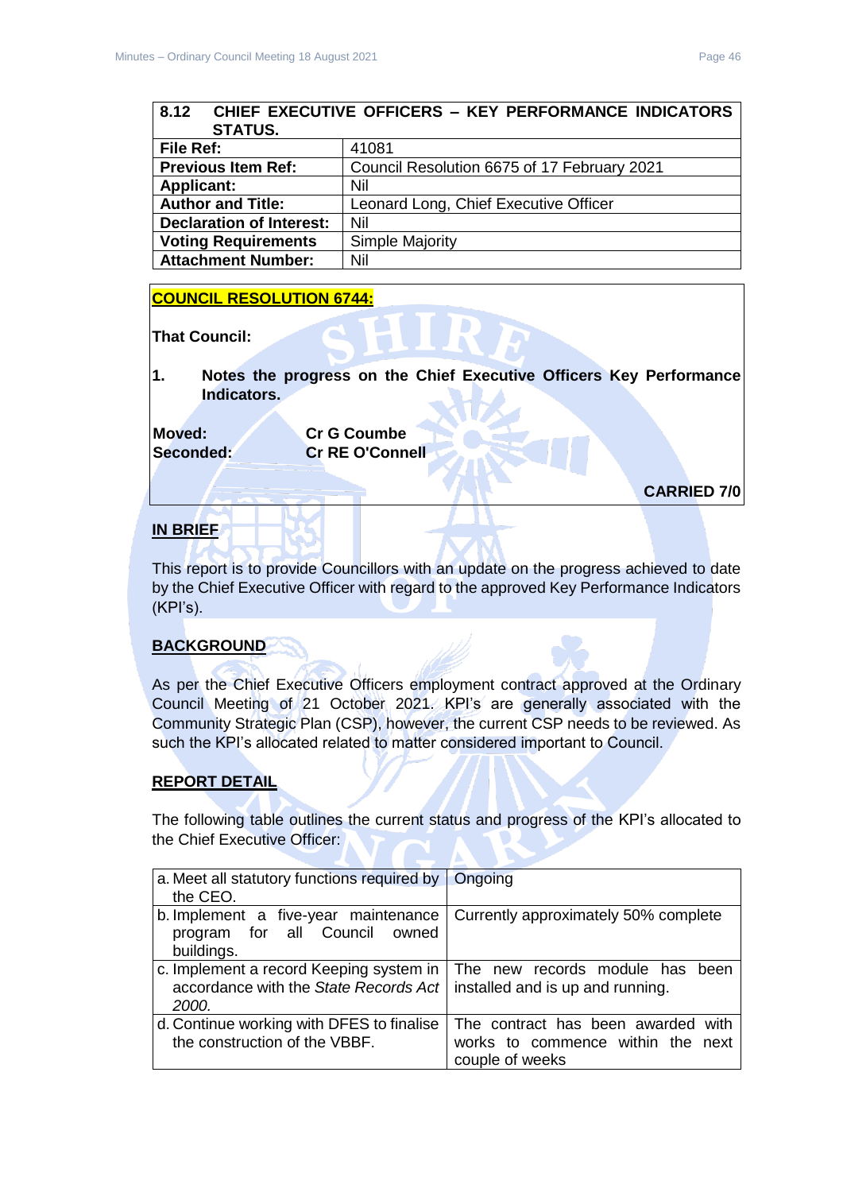| 8.12 CHIEF EXECUTIVE OFFICERS – KEY PERFORMANCE INDICATORS STATUS. | |
|---|---|
| **File Ref:** | 41081 |
| **Previous Item Ref:** | Council Resolution 6675 of 17 February 2021 |
| **Applicant:** | Nil |
| **Author and Title:** | Leonard Long, Chief Executive Officer |
| **Declaration of Interest:** | Nil |
| **Voting Requirements** | Simple Majority |
| **Attachment Number:** | Nil |

**COUNCIL RESOLUTION 6744:**

**That Council:**

**1. Notes the progress on the Chief Executive Officers Key Performance Indicators.**

**Moved:** **Cr G Coumbe**
**Seconded:** **Cr RE O'Connell**

**CARRIED 7/0**

**IN BRIEF**

This report is to provide Councillors with an update on the progress achieved to date by the Chief Executive Officer with regard to the approved Key Performance Indicators (KPI's).

**BACKGROUND**

As per the Chief Executive Officers employment contract approved at the Ordinary Council Meeting of 21 October 2021. KPI's are generally associated with the Community Strategic Plan (CSP), however, the current CSP needs to be reviewed. As such the KPI's allocated related to matter considered important to Council.

**REPORT DETAIL**

The following table outlines the current status and progress of the KPI's allocated to the Chief Executive Officer:

| KPI | Status |
|---|---|
| a. Meet all statutory functions required by the CEO. | Ongoing |
| b. Implement a five-year maintenance program for all Council owned buildings. | Currently approximately 50% complete |
| c. Implement a record Keeping system in accordance with the *State Records Act 2000.* | The new records module has been installed and is up and running. |
| d. Continue working with DFES to finalise the construction of the VBBF. | The contract has been awarded with works to commence within the next couple of weeks |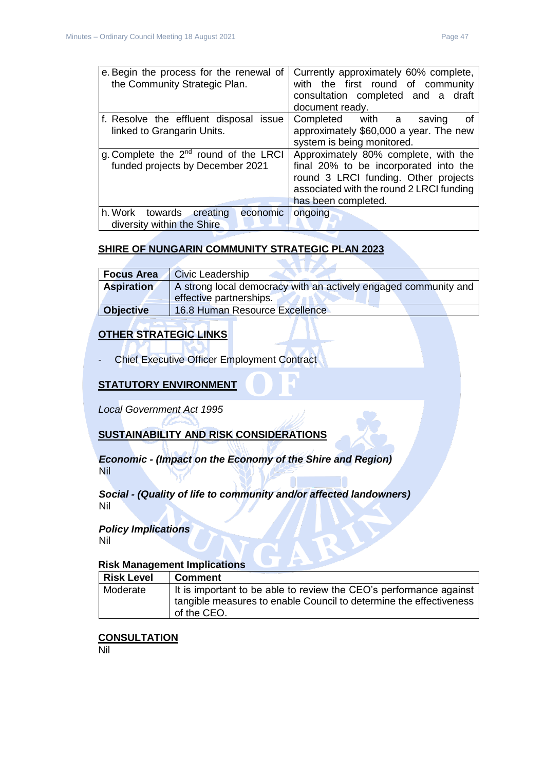| | |
|---|---|
| e. Begin the process for the renewal of the Community Strategic Plan. | Currently approximately 60% complete, with the first round of community consultation completed and a draft document ready. |
| f. Resolve the effluent disposal issue linked to Grangarin Units. | Completed with a saving of approximately $60,000 a year. The new system is being monitored. |
| g. Complete the 2nd round of the LRCI funded projects by December 2021 | Approximately 80% complete, with the final 20% to be incorporated into the round 3 LRCI funding. Other projects associated with the round 2 LRCI funding has been completed. |
| h. Work towards creating economic diversity within the Shire | ongoing |

## SHIRE OF NUNGARIN COMMUNITY STRATEGIC PLAN 2023

| | |
|---|---|
| **Focus Area** | Civic Leadership |
| **Aspiration** | A strong local democracy with an actively engaged community and effective partnerships. |
| **Objective** | 16.8 Human Resource Excellence |

## OTHER STRATEGIC LINKS

- Chief Executive Officer Employment Contract

## STATUTORY ENVIRONMENT

*Local Government Act 1995*

## SUSTAINABILITY AND RISK CONSIDERATIONS

***Economic - (Impact on the Economy of the Shire and Region)***
Nil

***Social - (Quality of life to community and/or affected landowners)***
Nil

***Policy Implications***
Nil

**Risk Management Implications**

| Risk Level | Comment |
|---|---|
| Moderate | It is important to be able to review the CEO's performance against tangible measures to enable Council to determine the effectiveness of the CEO. |

## CONSULTATION

Nil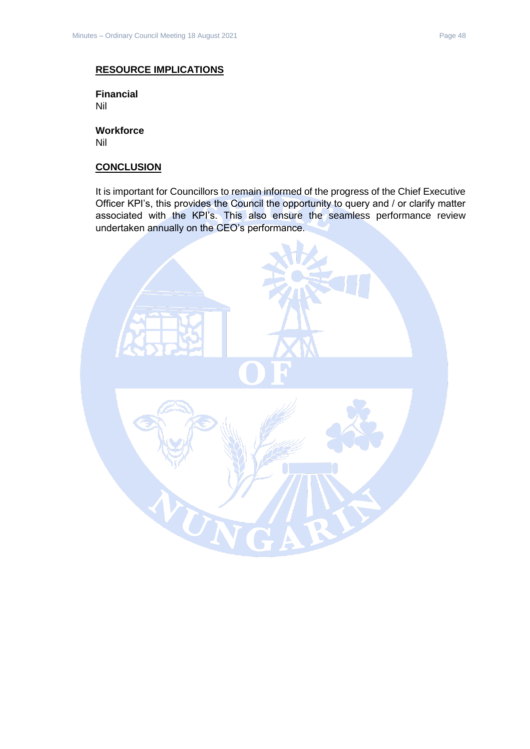## RESOURCE IMPLICATIONS

**Financial**
Nil

**Workforce**
Nil

## CONCLUSION

It is important for Councillors to remain informed of the progress of the Chief Executive Officer KPI's, this provides the Council the opportunity to query and / or clarify matter associated with the KPI's. This also ensure the seamless performance review undertaken annually on the CEO's performance.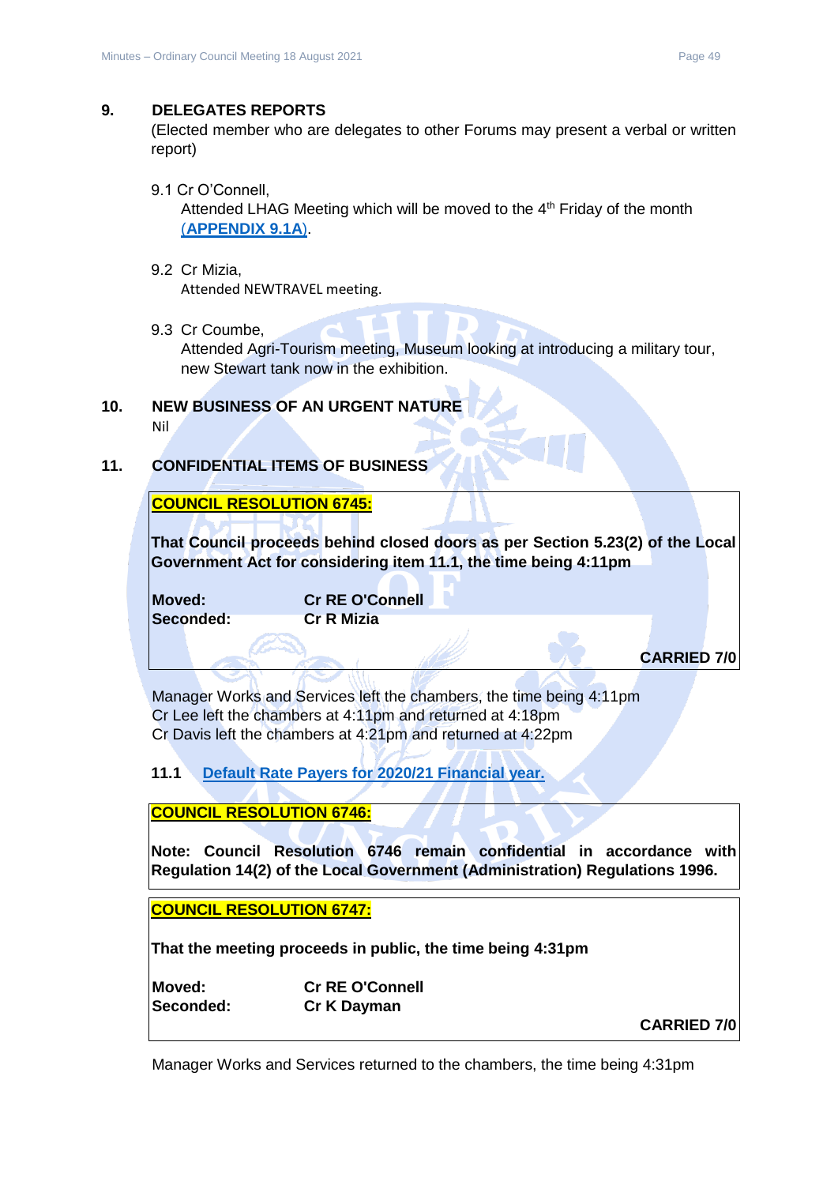## 9. DELEGATES REPORTS

(Elected member who are delegates to other Forums may present a verbal or written report)

9.1 Cr O'Connell,
Attended LHAG Meeting which will be moved to the 4th Friday of the month (**APPENDIX 9.1A**).

9.2 Cr Mizia,
Attended NEWTRAVEL meeting.

9.3 Cr Coumbe,
Attended Agri-Tourism meeting, Museum looking at introducing a military tour, new Stewart tank now in the exhibition.

## 10. NEW BUSINESS OF AN URGENT NATURE

Nil

## 11. CONFIDENTIAL ITEMS OF BUSINESS

**COUNCIL RESOLUTION 6745:**

**That Council proceeds behind closed doors as per Section 5.23(2) of the Local Government Act for considering item 11.1, the time being 4:11pm**

**Moved:** **Cr RE O'Connell**
**Seconded:** **Cr R Mizia**

**CARRIED 7/0**

Manager Works and Services left the chambers, the time being 4:11pm
Cr Lee left the chambers at 4:11pm and returned at 4:18pm
Cr Davis left the chambers at 4:21pm and returned at 4:22pm

### 11.1 Default Rate Payers for 2020/21 Financial year.

**COUNCIL RESOLUTION 6746:**

**Note: Council Resolution 6746 remain confidential in accordance with Regulation 14(2) of the Local Government (Administration) Regulations 1996.**

**COUNCIL RESOLUTION 6747:**

**That the meeting proceeds in public, the time being 4:31pm**

**Moved:** **Cr RE O'Connell**
**Seconded:** **Cr K Dayman**

**CARRIED 7/0**

Manager Works and Services returned to the chambers, the time being 4:31pm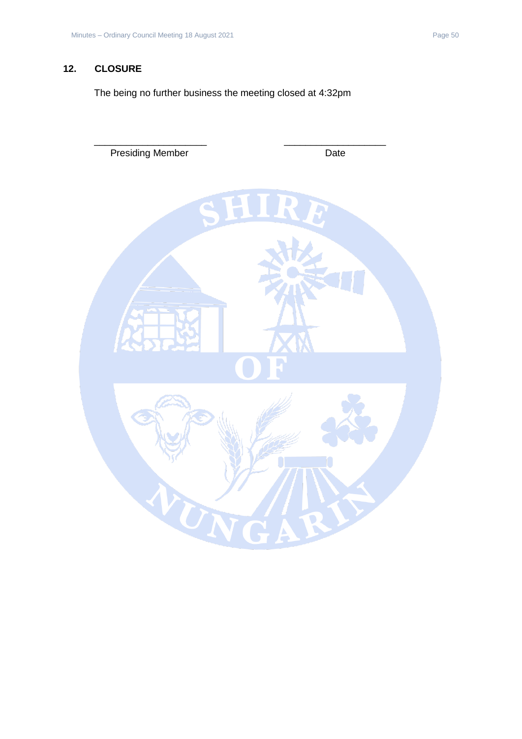## 12. CLOSURE

The being no further business the meeting closed at 4:32pm

\_\_\_\_\_\_\_\_\_\_\_\_\_\_\_\_\_\_\_\_\_\_ \_\_\_\_\_\_\_\_\_\_\_\_\_\_\_\_\_\_\_\_

Presiding Member Date